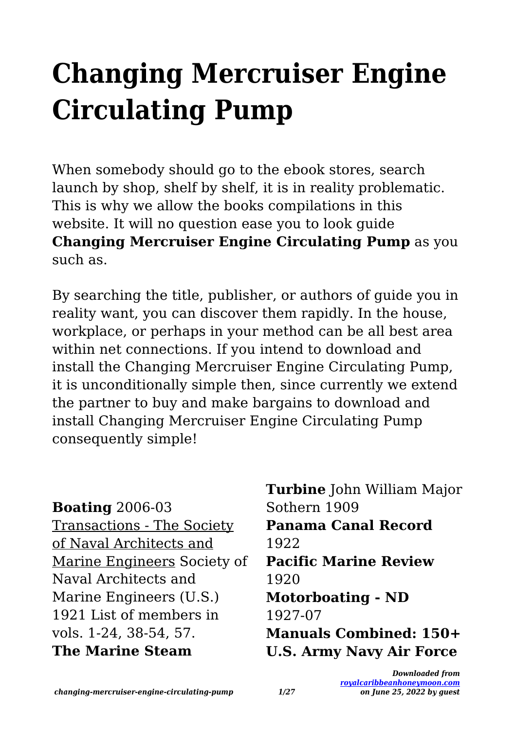# Changing Mercruiser Engine Circulating Pump

When somebody should go to the ebook stores, search launch by shop, shelf by shelf, it is in reality problematic. This is why we allow the books compilations in this website. It will no question ease you to look guide **Changing Mercruiser Engine Circulating Pump** as you such as.

By searching the title, publisher, or authors of guide you in reality want, you can discover them rapidly. In the house, workplace, or perhaps in your method can be all best area within net connections. If you intend to download and install the Changing Mercruiser Engine Circulating Pump, it is unconditionally simple then, since currently we extend the partner to buy and make bargains to download and install Changing Mercruiser Engine Circulating Pump consequently simple!

**Boating** 2006-03

Transactions - The Society of Naval Architects and Marine Engineers Society of Naval Architects and Marine Engineers (U.S.) 1921 List of members in vols. 1-24, 38-54, 57.

**The Marine Steam Turbine** John William Major Sothern 1909

**Panama Canal Record** 1922

**Pacific Marine Review** 1920

**Motorboating - ND** 1927-07

**Manuals Combined: 150+ U.S. Army Navy Air Force**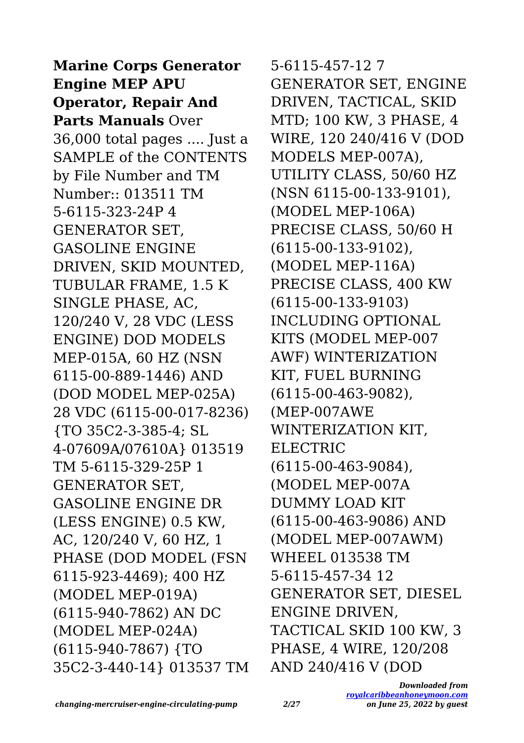**Marine Corps Generator Engine MEP APU Operator, Repair And Parts Manuals** Over 36,000 total pages .... Just a SAMPLE of the CONTENTS by File Number and TM Number:: 013511 TM 5-6115-323-24P 4 GENERATOR SET, GASOLINE ENGINE DRIVEN, SKID MOUNTED, TUBULAR FRAME, 1.5 K SINGLE PHASE, AC, 120/240 V, 28 VDC (LESS ENGINE) DOD MODELS MEP-015A, 60 HZ (NSN 6115-00-889-1446) AND (DOD MODEL MEP-025A) 28 VDC (6115-00-017-8236) {TO 35C2-3-385-4; SL 4-07609A/07610A} 013519 TM 5-6115-329-25P 1 GENERATOR SET, GASOLINE ENGINE DR (LESS ENGINE) 0.5 KW, AC, 120/240 V, 60 HZ, 1 PHASE (DOD MODEL (FSN 6115-923-4469); 400 HZ (MODEL MEP-019A) (6115-940-7862) AN DC (MODEL MEP-024A) (6115-940-7867) {TO 35C2-3-440-14} 013537 TM 5-6115-457-12 7 GENERATOR SET, ENGINE DRIVEN, TACTICAL, SKID MTD; 100 KW, 3 PHASE, 4 WIRE, 120 240/416 V (DOD MODELS MEP-007A), UTILITY CLASS, 50/60 HZ (NSN 6115-00-133-9101), (MODEL MEP-106A) PRECISE CLASS, 50/60 H (6115-00-133-9102), (MODEL MEP-116A) PRECISE CLASS, 400 KW (6115-00-133-9103) INCLUDING OPTIONAL KITS (MODEL MEP-007 AWF) WINTERIZATION KIT, FUEL BURNING (6115-00-463-9082), (MEP-007AWE WINTERIZATION KIT, ELECTRIC (6115-00-463-9084), (MODEL MEP-007A DUMMY LOAD KIT (6115-00-463-9086) AND (MODEL MEP-007AWM) WHEEL 013538 TM 5-6115-457-34 12 GENERATOR SET, DIESEL ENGINE DRIVEN, TACTICAL SKID 100 KW, 3 PHASE, 4 WIRE, 120/208 AND 240/416 V (DOD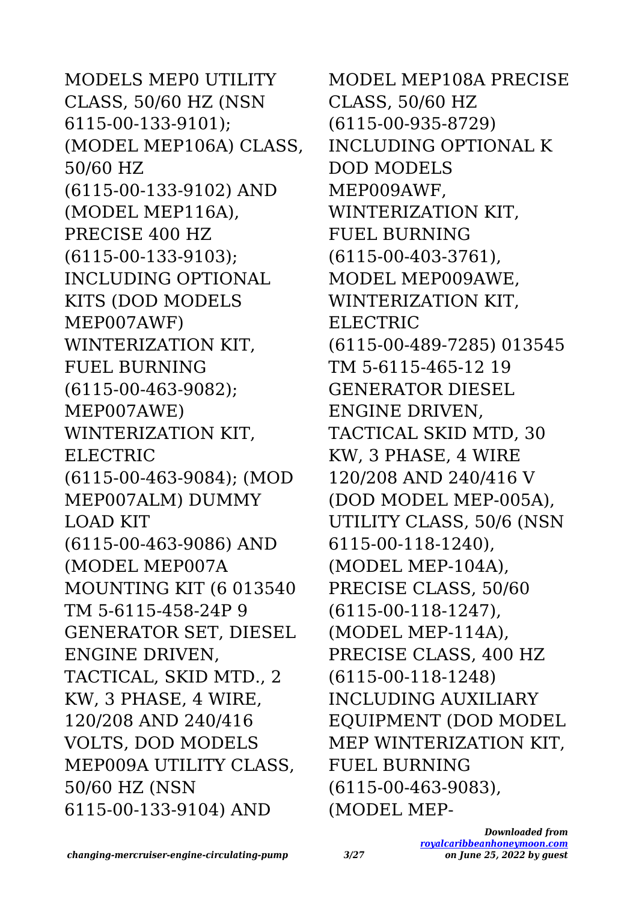MODELS MEP0 UTILITY CLASS, 50/60 HZ (NSN 6115-00-133-9101); (MODEL MEP106A) CLASS, 50/60 HZ (6115-00-133-9102) AND (MODEL MEP116A), PRECISE 400 HZ (6115-00-133-9103); INCLUDING OPTIONAL KITS (DOD MODELS MEP007AWF) WINTERIZATION KIT, FUEL BURNING (6115-00-463-9082); MEP007AWE) WINTERIZATION KIT, ELECTRIC (6115-00-463-9084); (MOD MEP007ALM) DUMMY LOAD KIT (6115-00-463-9086) AND (MODEL MEP007A MOUNTING KIT (6 013540 TM 5-6115-458-24P 9 GENERATOR SET, DIESEL ENGINE DRIVEN, TACTICAL, SKID MTD., 2 KW, 3 PHASE, 4 WIRE, 120/208 AND 240/416 VOLTS, DOD MODELS MEP009A UTILITY CLASS, 50/60 HZ (NSN 6115-00-133-9104) AND MODEL MEP108A PRECISE CLASS, 50/60 HZ (6115-00-935-8729) INCLUDING OPTIONAL K DOD MODELS MEP009AWF, WINTERIZATION KIT, FUEL BURNING (6115-00-403-3761), MODEL MEP009AWE, WINTERIZATION KIT, ELECTRIC (6115-00-489-7285) 013545 TM 5-6115-465-12 19 GENERATOR DIESEL ENGINE DRIVEN, TACTICAL SKID MTD, 30 KW, 3 PHASE, 4 WIRE 120/208 AND 240/416 V (DOD MODEL MEP-005A), UTILITY CLASS, 50/6 (NSN 6115-00-118-1240), (MODEL MEP-104A), PRECISE CLASS, 50/60 (6115-00-118-1247), (MODEL MEP-114A), PRECISE CLASS, 400 HZ (6115-00-118-1248) INCLUDING AUXILIARY EQUIPMENT (DOD MODEL MEP WINTERIZATION KIT, FUEL BURNING (6115-00-463-9083), (MODEL MEP-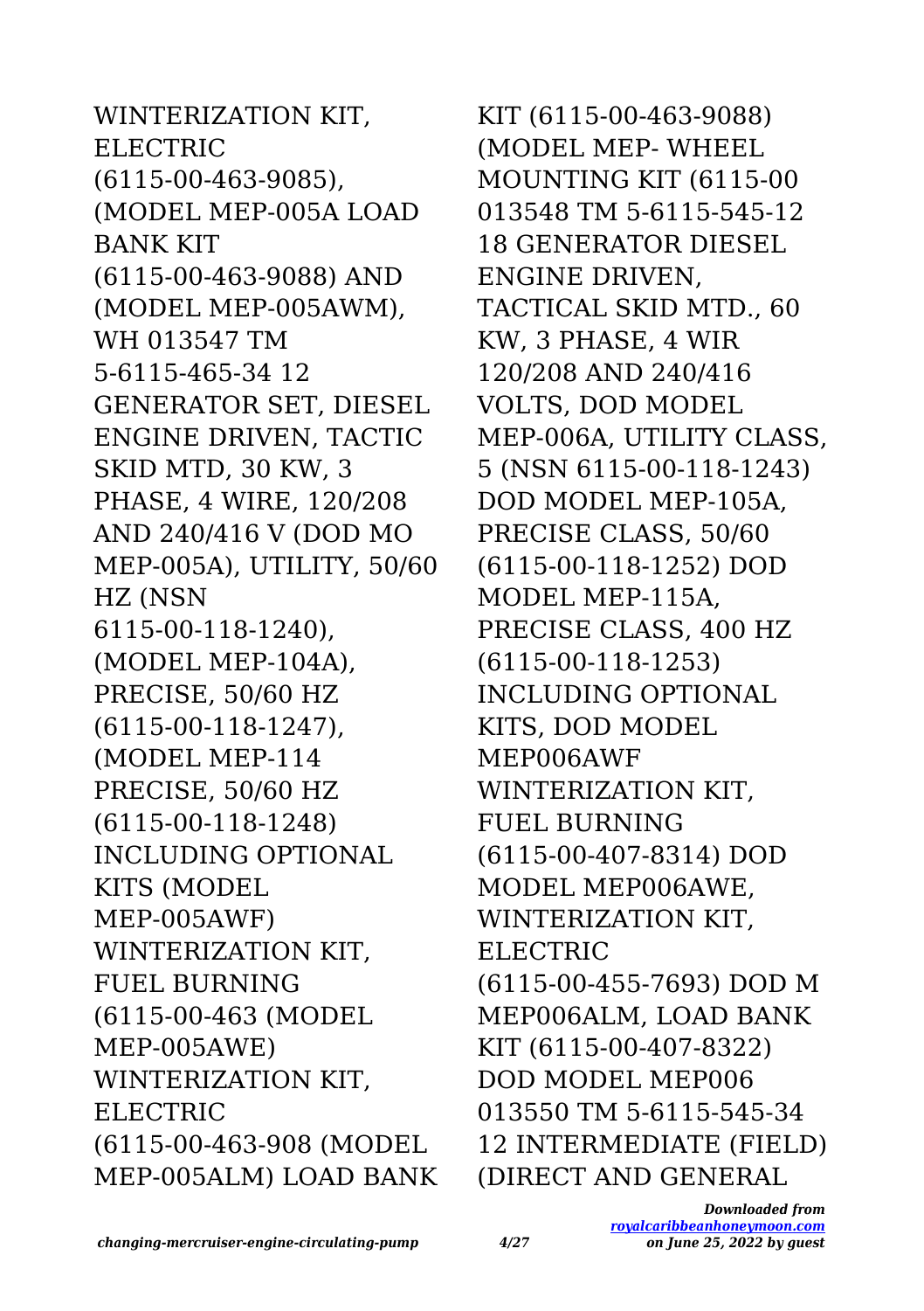WINTERIZATION KIT, ELECTRIC (6115-00-463-9085), (MODEL MEP-005A LOAD BANK KIT (6115-00-463-9088) AND (MODEL MEP-005AWM), WH 013547 TM 5-6115-465-34 12 GENERATOR SET, DIESEL ENGINE DRIVEN, TACTIC SKID MTD, 30 KW, 3 PHASE, 4 WIRE, 120/208 AND 240/416 V (DOD MO MEP-005A), UTILITY, 50/60 HZ (NSN 6115-00-118-1240), (MODEL MEP-104A), PRECISE, 50/60 HZ (6115-00-118-1247), (MODEL MEP-114 PRECISE, 50/60 HZ (6115-00-118-1248) INCLUDING OPTIONAL KITS (MODEL MEP-005AWF) WINTERIZATION KIT, FUEL BURNING (6115-00-463 (MODEL MEP-005AWE) WINTERIZATION KIT, ELECTRIC (6115-00-463-908 (MODEL MEP-005ALM) LOAD BANK KIT (6115-00-463-9088) (MODEL MEP- WHEEL MOUNTING KIT (6115-00 013548 TM 5-6115-545-12 18 GENERATOR DIESEL ENGINE DRIVEN, TACTICAL SKID MTD., 60 KW, 3 PHASE, 4 WIR 120/208 AND 240/416 VOLTS, DOD MODEL MEP-006A, UTILITY CLASS, 5 (NSN 6115-00-118-1243) DOD MODEL MEP-105A, PRECISE CLASS, 50/60 (6115-00-118-1252) DOD MODEL MEP-115A, PRECISE CLASS, 400 HZ (6115-00-118-1253) INCLUDING OPTIONAL KITS, DOD MODEL MEP006AWF WINTERIZATION KIT, FUEL BURNING (6115-00-407-8314) DOD MODEL MEP006AWE, WINTERIZATION KIT, ELECTRIC (6115-00-455-7693) DOD M MEP006ALM, LOAD BANK KIT (6115-00-407-8322) DOD MODEL MEP006 013550 TM 5-6115-545-34 12 INTERMEDIATE (FIELD) (DIRECT AND GENERAL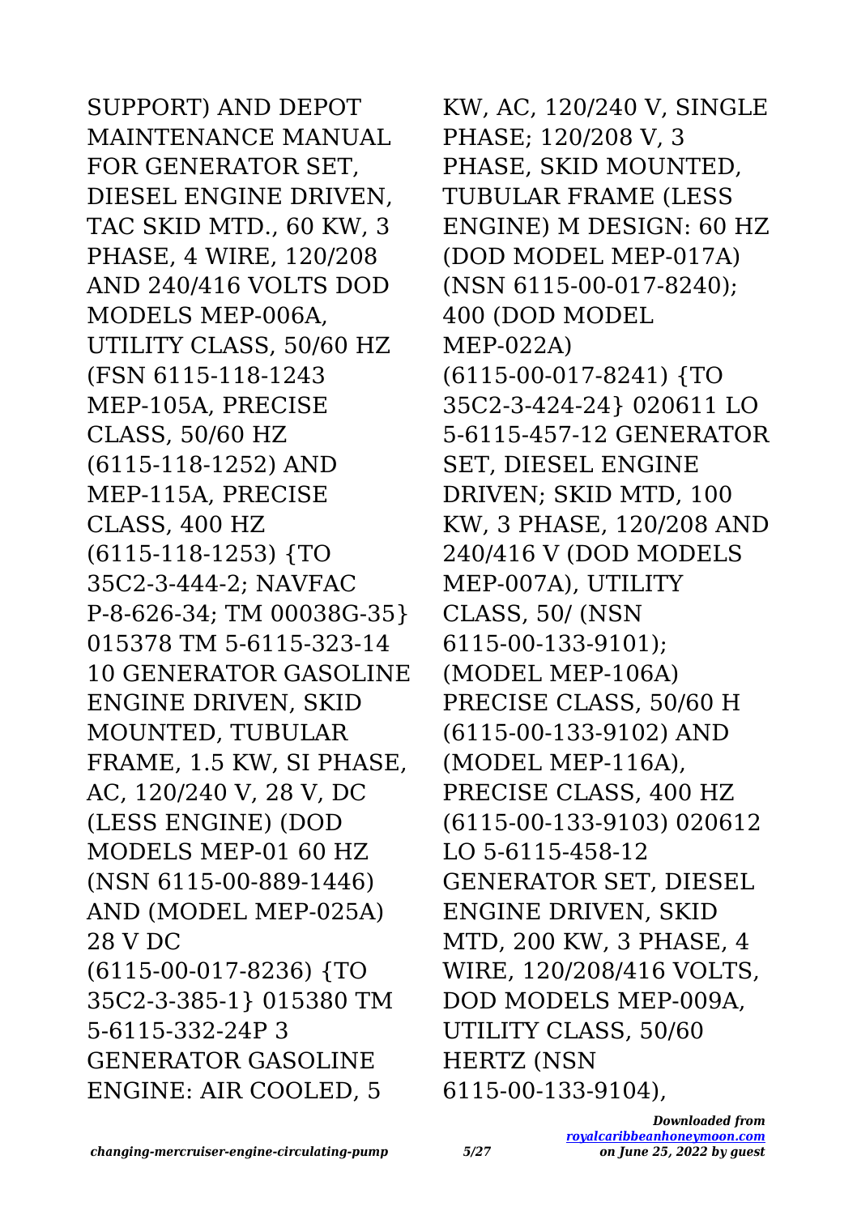SUPPORT) AND DEPOT MAINTENANCE MANUAL FOR GENERATOR SET, DIESEL ENGINE DRIVEN, TAC SKID MTD., 60 KW, 3 PHASE, 4 WIRE, 120/208 AND 240/416 VOLTS DOD MODELS MEP-006A, UTILITY CLASS, 50/60 HZ (FSN 6115-118-1243 MEP-105A, PRECISE CLASS, 50/60 HZ (6115-118-1252) AND MEP-115A, PRECISE CLASS, 400 HZ (6115-118-1253) {TO 35C2-3-444-2; NAVFAC P-8-626-34; TM 00038G-35} 015378 TM 5-6115-323-14 10 GENERATOR GASOLINE ENGINE DRIVEN, SKID MOUNTED, TUBULAR FRAME, 1.5 KW, SI PHASE, AC, 120/240 V, 28 V, DC (LESS ENGINE) (DOD MODELS MEP-01 60 HZ (NSN 6115-00-889-1446) AND (MODEL MEP-025A) 28 V DC (6115-00-017-8236) {TO 35C2-3-385-1} 015380 TM 5-6115-332-24P 3 GENERATOR GASOLINE ENGINE: AIR COOLED, 5 KW, AC, 120/240 V, SINGLE PHASE; 120/208 V, 3 PHASE, SKID MOUNTED, TUBULAR FRAME (LESS ENGINE) M DESIGN: 60 HZ (DOD MODEL MEP-017A) (NSN 6115-00-017-8240); 400 (DOD MODEL MEP-022A) (6115-00-017-8241) {TO 35C2-3-424-24} 020611 LO 5-6115-457-12 GENERATOR SET, DIESEL ENGINE DRIVEN; SKID MTD, 100 KW, 3 PHASE, 120/208 AND 240/416 V (DOD MODELS MEP-007A), UTILITY CLASS, 50/ (NSN 6115-00-133-9101); (MODEL MEP-106A) PRECISE CLASS, 50/60 H (6115-00-133-9102) AND (MODEL MEP-116A), PRECISE CLASS, 400 HZ (6115-00-133-9103) 020612 LO 5-6115-458-12 GENERATOR SET, DIESEL ENGINE DRIVEN, SKID MTD, 200 KW, 3 PHASE, 4 WIRE, 120/208/416 VOLTS, DOD MODELS MEP-009A, UTILITY CLASS, 50/60 HERTZ (NSN 6115-00-133-9104),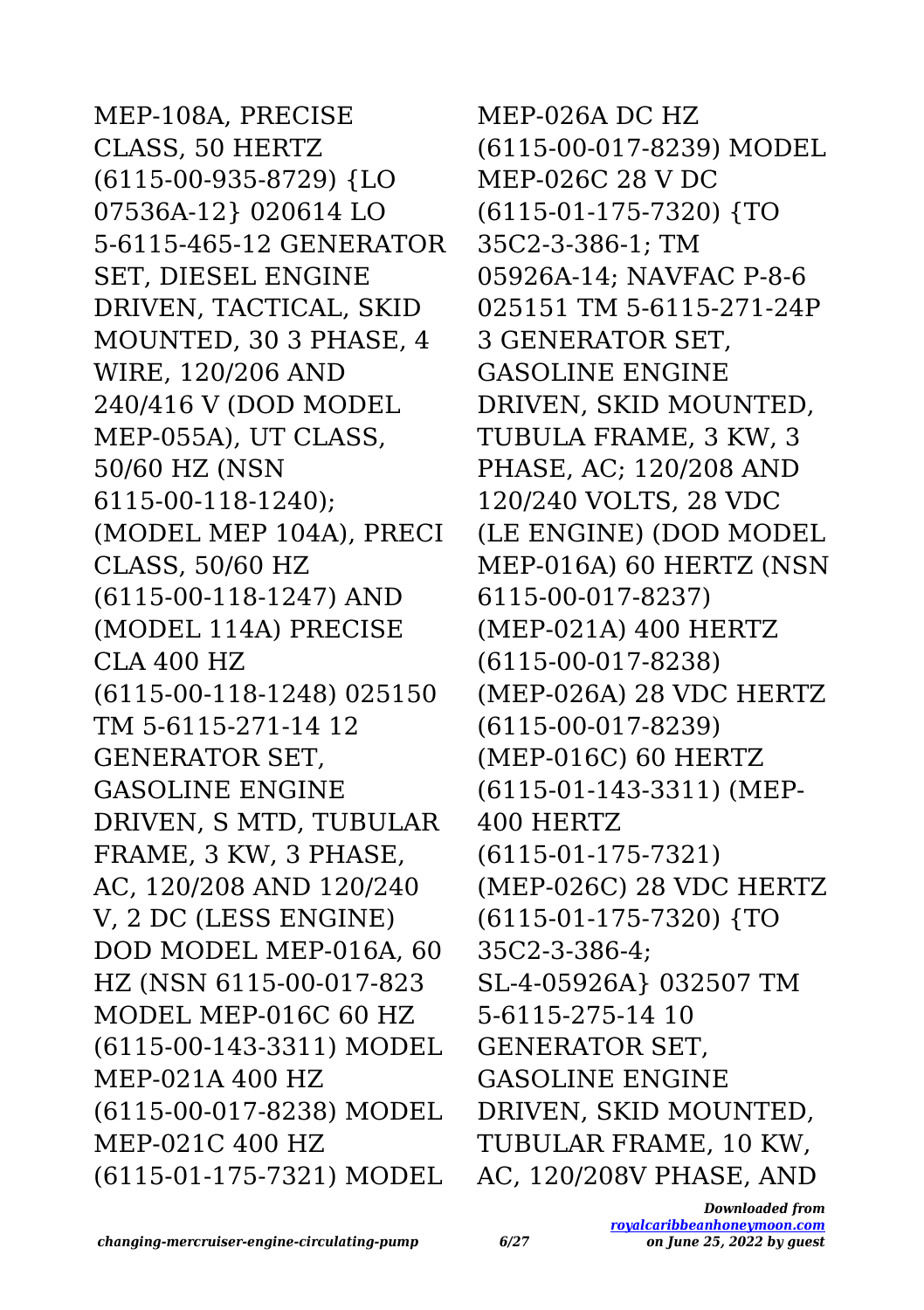MEP-108A, PRECISE CLASS, 50 HERTZ (6115-00-935-8729) {LO 07536A-12} 020614 LO 5-6115-465-12 GENERATOR SET, DIESEL ENGINE DRIVEN, TACTICAL, SKID MOUNTED, 30 3 PHASE, 4 WIRE, 120/206 AND 240/416 V (DOD MODEL MEP-055A), UT CLASS, 50/60 HZ (NSN 6115-00-118-1240); (MODEL MEP 104A), PRECI CLASS, 50/60 HZ (6115-00-118-1247) AND (MODEL 114A) PRECISE CLA 400 HZ (6115-00-118-1248) 025150 TM 5-6115-271-14 12 GENERATOR SET, GASOLINE ENGINE DRIVEN, S MTD, TUBULAR FRAME, 3 KW, 3 PHASE, AC, 120/208 AND 120/240 V, 2 DC (LESS ENGINE) DOD MODEL MEP-016A, 60 HZ (NSN 6115-00-017-823 MODEL MEP-016C 60 HZ (6115-00-143-3311) MODEL MEP-021A 400 HZ (6115-00-017-8238) MODEL MEP-021C 400 HZ (6115-01-175-7321) MODEL MEP-026A DC HZ (6115-00-017-8239) MODEL MEP-026C 28 V DC (6115-01-175-7320) {TO 35C2-3-386-1; TM 05926A-14; NAVFAC P-8-6 025151 TM 5-6115-271-24P 3 GENERATOR SET, GASOLINE ENGINE DRIVEN, SKID MOUNTED, TUBULA FRAME, 3 KW, 3 PHASE, AC; 120/208 AND 120/240 VOLTS, 28 VDC (LE ENGINE) (DOD MODEL MEP-016A) 60 HERTZ (NSN 6115-00-017-8237) (MEP-021A) 400 HERTZ (6115-00-017-8238) (MEP-026A) 28 VDC HERTZ (6115-00-017-8239) (MEP-016C) 60 HERTZ (6115-01-143-3311) (MEP-400 HERTZ (6115-01-175-7321) (MEP-026C) 28 VDC HERTZ (6115-01-175-7320) {TO 35C2-3-386-4; SL-4-05926A} 032507 TM 5-6115-275-14 10 GENERATOR SET, GASOLINE ENGINE DRIVEN, SKID MOUNTED, TUBULAR FRAME, 10 KW, AC, 120/208V PHASE, AND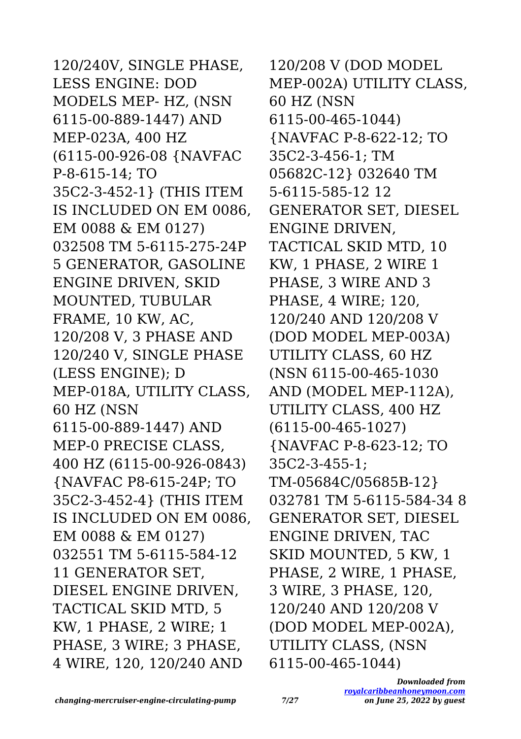120/240V, SINGLE PHASE, LESS ENGINE: DOD MODELS MEP- HZ, (NSN 6115-00-889-1447) AND MEP-023A, 400 HZ (6115-00-926-08 {NAVFAC P-8-615-14; TO 35C2-3-452-1} (THIS ITEM IS INCLUDED ON EM 0086, EM 0088 & EM 0127) 032508 TM 5-6115-275-24P 5 GENERATOR, GASOLINE ENGINE DRIVEN, SKID MOUNTED, TUBULAR FRAME, 10 KW, AC, 120/208 V, 3 PHASE AND 120/240 V, SINGLE PHASE (LESS ENGINE); D MEP-018A, UTILITY CLASS, 60 HZ (NSN 6115-00-889-1447) AND MEP-0 PRECISE CLASS, 400 HZ (6115-00-926-0843) {NAVFAC P8-615-24P; TO 35C2-3-452-4} (THIS ITEM IS INCLUDED ON EM 0086, EM 0088 & EM 0127) 032551 TM 5-6115-584-12 11 GENERATOR SET, DIESEL ENGINE DRIVEN, TACTICAL SKID MTD, 5 KW, 1 PHASE, 2 WIRE; 1 PHASE, 3 WIRE; 3 PHASE, 4 WIRE, 120, 120/240 AND 120/208 V (DOD MODEL MEP-002A) UTILITY CLASS, 60 HZ (NSN 6115-00-465-1044) {NAVFAC P-8-622-12; TO 35C2-3-456-1; TM 05682C-12} 032640 TM 5-6115-585-12 12 GENERATOR SET, DIESEL ENGINE DRIVEN, TACTICAL SKID MTD, 10 KW, 1 PHASE, 2 WIRE 1 PHASE, 3 WIRE AND 3 PHASE, 4 WIRE; 120, 120/240 AND 120/208 V (DOD MODEL MEP-003A) UTILITY CLASS, 60 HZ (NSN 6115-00-465-1030 AND (MODEL MEP-112A), UTILITY CLASS, 400 HZ (6115-00-465-1027) {NAVFAC P-8-623-12; TO 35C2-3-455-1; TM-05684C/05685B-12} 032781 TM 5-6115-584-34 8 GENERATOR SET, DIESEL ENGINE DRIVEN, TAC SKID MOUNTED, 5 KW, 1 PHASE, 2 WIRE, 1 PHASE, 3 WIRE, 3 PHASE, 120, 120/240 AND 120/208 V (DOD MODEL MEP-002A), UTILITY CLASS, (NSN 6115-00-465-1044)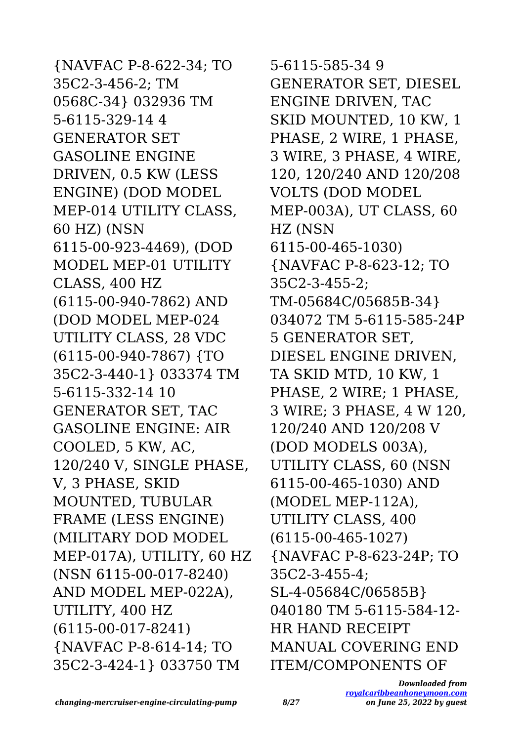{NAVFAC P-8-622-34; TO 35C2-3-456-2; TM 0568C-34} 032936 TM 5-6115-329-14 4 GENERATOR SET GASOLINE ENGINE DRIVEN, 0.5 KW (LESS ENGINE) (DOD MODEL MEP-014 UTILITY CLASS, 60 HZ) (NSN 6115-00-923-4469), (DOD MODEL MEP-01 UTILITY CLASS, 400 HZ (6115-00-940-7862) AND (DOD MODEL MEP-024 UTILITY CLASS, 28 VDC (6115-00-940-7867) {TO 35C2-3-440-1} 033374 TM 5-6115-332-14 10 GENERATOR SET, TAC GASOLINE ENGINE: AIR COOLED, 5 KW, AC, 120/240 V, SINGLE PHASE, V, 3 PHASE, SKID MOUNTED, TUBULAR FRAME (LESS ENGINE) (MILITARY DOD MODEL MEP-017A), UTILITY, 60 HZ (NSN 6115-00-017-8240) AND MODEL MEP-022A), UTILITY, 400 HZ (6115-00-017-8241) {NAVFAC P-8-614-14; TO 35C2-3-424-1} 033750 TM 5-6115-585-34 9 GENERATOR SET, DIESEL ENGINE DRIVEN, TAC SKID MOUNTED, 10 KW, 1 PHASE, 2 WIRE, 1 PHASE, 3 WIRE, 3 PHASE, 4 WIRE, 120, 120/240 AND 120/208 VOLTS (DOD MODEL MEP-003A), UT CLASS, 60 HZ (NSN 6115-00-465-1030) {NAVFAC P-8-623-12; TO 35C2-3-455-2; TM-05684C/05685B-34} 034072 TM 5-6115-585-24P 5 GENERATOR SET, DIESEL ENGINE DRIVEN, TA SKID MTD, 10 KW, 1 PHASE, 2 WIRE; 1 PHASE, 3 WIRE; 3 PHASE, 4 W 120, 120/240 AND 120/208 V (DOD MODELS 003A), UTILITY CLASS, 60 (NSN 6115-00-465-1030) AND (MODEL MEP-112A), UTILITY CLASS, 400 (6115-00-465-1027) {NAVFAC P-8-623-24P; TO 35C2-3-455-4; SL-4-05684C/06585B} 040180 TM 5-6115-584-12-HR HAND RECEIPT MANUAL COVERING END ITEM/COMPONENTS OF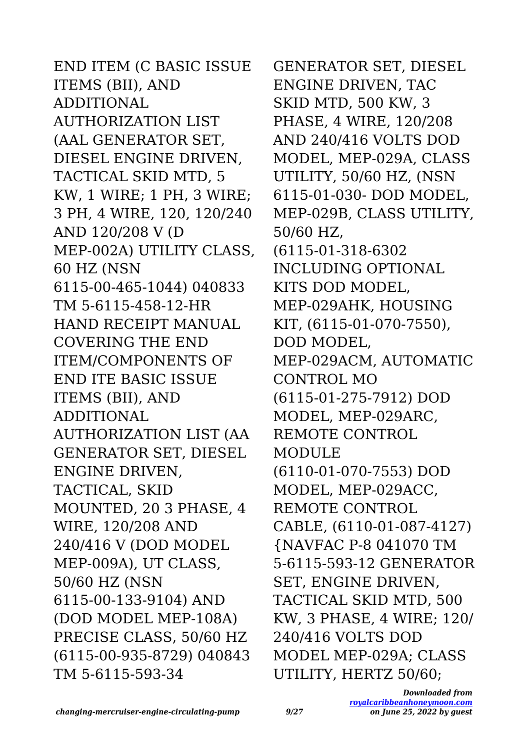END ITEM (C BASIC ISSUE ITEMS (BII), AND ADDITIONAL AUTHORIZATION LIST (AAL GENERATOR SET, DIESEL ENGINE DRIVEN, TACTICAL SKID MTD, 5 KW, 1 WIRE; 1 PH, 3 WIRE; 3 PH, 4 WIRE, 120, 120/240 AND 120/208 V (D MEP-002A) UTILITY CLASS, 60 HZ (NSN 6115-00-465-1044) 040833 TM 5-6115-458-12-HR HAND RECEIPT MANUAL COVERING THE END ITEM/COMPONENTS OF END ITE BASIC ISSUE ITEMS (BII), AND ADDITIONAL AUTHORIZATION LIST (AA GENERATOR SET, DIESEL ENGINE DRIVEN, TACTICAL, SKID MOUNTED, 20 3 PHASE, 4 WIRE, 120/208 AND 240/416 V (DOD MODEL MEP-009A), UT CLASS, 50/60 HZ (NSN 6115-00-133-9104) AND (DOD MODEL MEP-108A) PRECISE CLASS, 50/60 HZ (6115-00-935-8729) 040843 TM 5-6115-593-34 GENERATOR SET, DIESEL ENGINE DRIVEN, TAC SKID MTD, 500 KW, 3 PHASE, 4 WIRE, 120/208 AND 240/416 VOLTS DOD MODEL, MEP-029A, CLASS UTILITY, 50/60 HZ, (NSN 6115-01-030- DOD MODEL, MEP-029B, CLASS UTILITY, 50/60 HZ, (6115-01-318-6302 INCLUDING OPTIONAL KITS DOD MODEL, MEP-029AHK, HOUSING KIT, (6115-01-070-7550), DOD MODEL, MEP-029ACM, AUTOMATIC CONTROL MO (6115-01-275-7912) DOD MODEL, MEP-029ARC, REMOTE CONTROL MODULE (6110-01-070-7553) DOD MODEL, MEP-029ACC, REMOTE CONTROL CABLE, (6110-01-087-4127) {NAVFAC P-8 041070 TM 5-6115-593-12 GENERATOR SET, ENGINE DRIVEN, TACTICAL SKID MTD, 500 KW, 3 PHASE, 4 WIRE; 120/ 240/416 VOLTS DOD MODEL MEP-029A; CLASS UTILITY, HERTZ 50/60;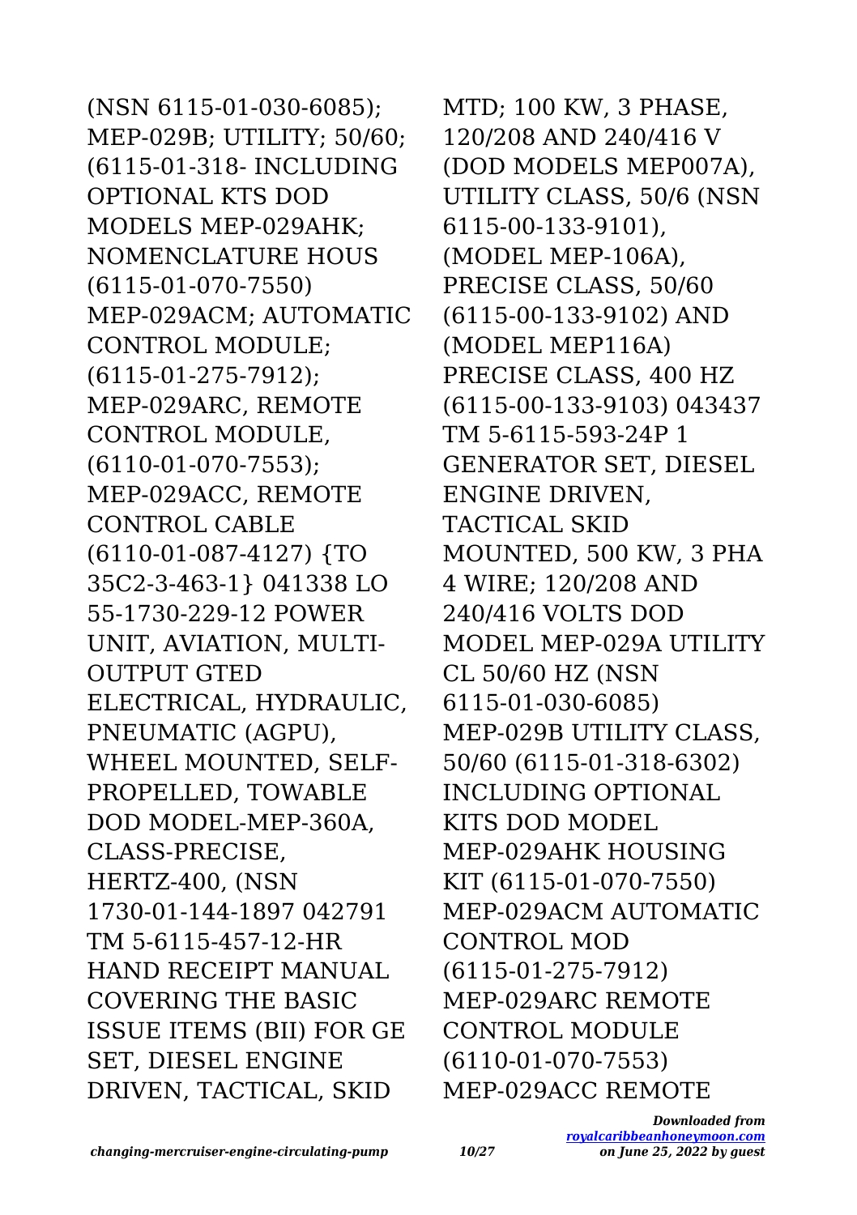(NSN 6115-01-030-6085); MEP-029B; UTILITY; 50/60; (6115-01-318- INCLUDING OPTIONAL KTS DOD MODELS MEP-029AHK; NOMENCLATURE HOUS (6115-01-070-7550) MEP-029ACM; AUTOMATIC CONTROL MODULE; (6115-01-275-7912); MEP-029ARC, REMOTE CONTROL MODULE, (6110-01-070-7553); MEP-029ACC, REMOTE CONTROL CABLE (6110-01-087-4127) {TO 35C2-3-463-1} 041338 LO 55-1730-229-12 POWER UNIT, AVIATION, MULTI-OUTPUT GTED ELECTRICAL, HYDRAULIC, PNEUMATIC (AGPU), WHEEL MOUNTED, SELF-PROPELLED, TOWABLE DOD MODEL-MEP-360A, CLASS-PRECISE, HERTZ-400, (NSN 1730-01-144-1897 042791 TM 5-6115-457-12-HR HAND RECEIPT MANUAL COVERING THE BASIC ISSUE ITEMS (BII) FOR GE SET, DIESEL ENGINE DRIVEN, TACTICAL, SKID MTD; 100 KW, 3 PHASE, 120/208 AND 240/416 V (DOD MODELS MEP007A), UTILITY CLASS, 50/6 (NSN 6115-00-133-9101), (MODEL MEP-106A), PRECISE CLASS, 50/60 (6115-00-133-9102) AND (MODEL MEP116A) PRECISE CLASS, 400 HZ (6115-00-133-9103) 043437 TM 5-6115-593-24P 1 GENERATOR SET, DIESEL ENGINE DRIVEN, TACTICAL SKID MOUNTED, 500 KW, 3 PHA 4 WIRE; 120/208 AND 240/416 VOLTS DOD MODEL MEP-029A UTILITY CL 50/60 HZ (NSN 6115-01-030-6085) MEP-029B UTILITY CLASS, 50/60 (6115-01-318-6302) INCLUDING OPTIONAL KITS DOD MODEL MEP-029AHK HOUSING KIT (6115-01-070-7550) MEP-029ACM AUTOMATIC CONTROL MOD (6115-01-275-7912) MEP-029ARC REMOTE CONTROL MODULE (6110-01-070-7553) MEP-029ACC REMOTE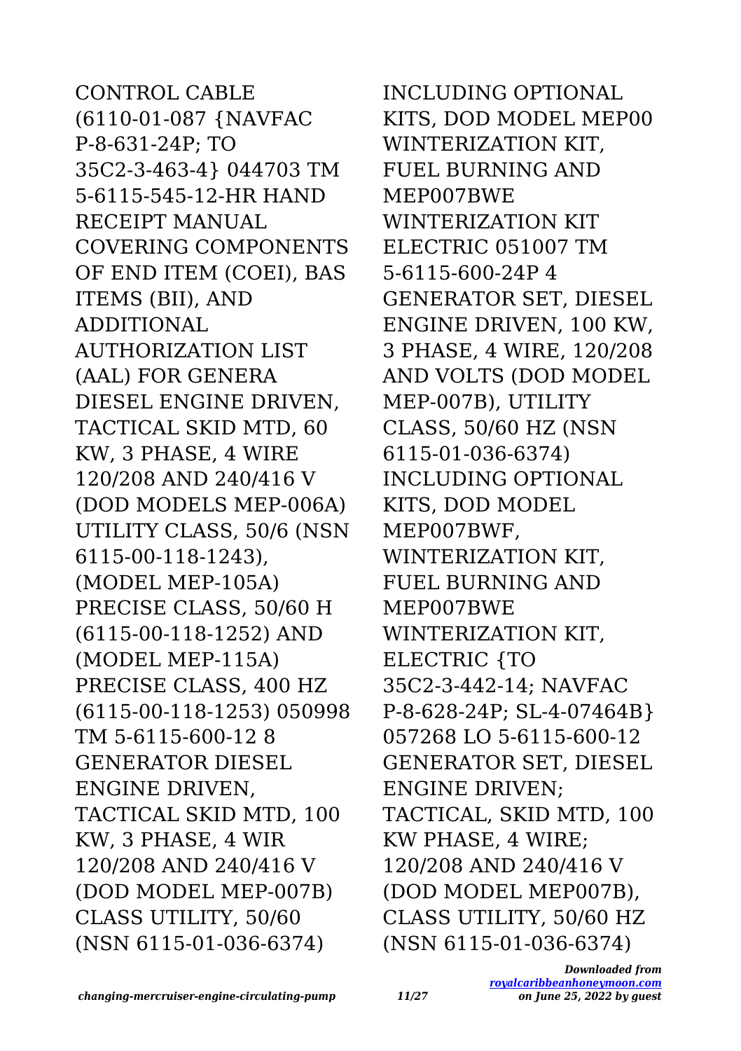CONTROL CABLE (6110-01-087 {NAVFAC P-8-631-24P; TO 35C2-3-463-4} 044703 TM 5-6115-545-12-HR HAND RECEIPT MANUAL COVERING COMPONENTS OF END ITEM (COEI), BAS ITEMS (BII), AND ADDITIONAL AUTHORIZATION LIST (AAL) FOR GENERA DIESEL ENGINE DRIVEN, TACTICAL SKID MTD, 60 KW, 3 PHASE, 4 WIRE 120/208 AND 240/416 V (DOD MODELS MEP-006A) UTILITY CLASS, 50/6 (NSN 6115-00-118-1243), (MODEL MEP-105A) PRECISE CLASS, 50/60 H (6115-00-118-1252) AND (MODEL MEP-115A) PRECISE CLASS, 400 HZ (6115-00-118-1253) 050998 TM 5-6115-600-12 8 GENERATOR DIESEL ENGINE DRIVEN, TACTICAL SKID MTD, 100 KW, 3 PHASE, 4 WIR 120/208 AND 240/416 V (DOD MODEL MEP-007B) CLASS UTILITY, 50/60 (NSN 6115-01-036-6374) INCLUDING OPTIONAL KITS, DOD MODEL MEP00 WINTERIZATION KIT, FUEL BURNING AND MEP007BWE WINTERIZATION KIT ELECTRIC 051007 TM 5-6115-600-24P 4 GENERATOR SET, DIESEL ENGINE DRIVEN, 100 KW, 3 PHASE, 4 WIRE, 120/208 AND VOLTS (DOD MODEL MEP-007B), UTILITY CLASS, 50/60 HZ (NSN 6115-01-036-6374) INCLUDING OPTIONAL KITS, DOD MODEL MEP007BWF, WINTERIZATION KIT, FUEL BURNING AND MEP007BWE WINTERIZATION KIT, ELECTRIC {TO 35C2-3-442-14; NAVFAC P-8-628-24P; SL-4-07464B} 057268 LO 5-6115-600-12 GENERATOR SET, DIESEL ENGINE DRIVEN; TACTICAL, SKID MTD, 100 KW PHASE, 4 WIRE; 120/208 AND 240/416 V (DOD MODEL MEP007B), CLASS UTILITY, 50/60 HZ (NSN 6115-01-036-6374)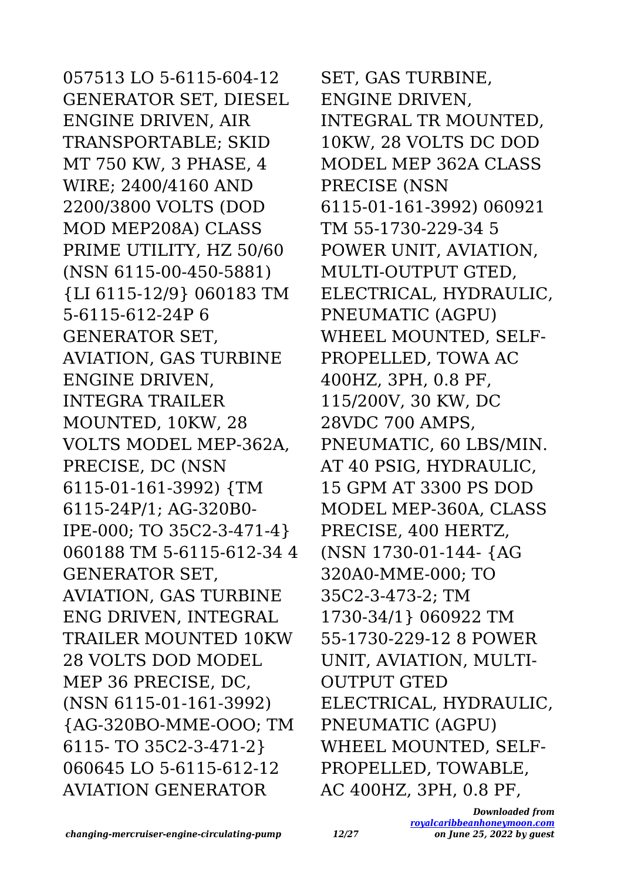057513 LO 5-6115-604-12 GENERATOR SET, DIESEL ENGINE DRIVEN, AIR TRANSPORTABLE; SKID MT 750 KW, 3 PHASE, 4 WIRE; 2400/4160 AND 2200/3800 VOLTS (DOD MOD MEP208A) CLASS PRIME UTILITY, HZ 50/60 (NSN 6115-00-450-5881) {LI 6115-12/9} 060183 TM 5-6115-612-24P 6 GENERATOR SET, AVIATION, GAS TURBINE ENGINE DRIVEN, INTEGRA TRAILER MOUNTED, 10KW, 28 VOLTS MODEL MEP-362A, PRECISE, DC (NSN 6115-01-161-3992) {TM 6115-24P/1; AG-320B0-IPE-000; TO 35C2-3-471-4} 060188 TM 5-6115-612-34 4 GENERATOR SET, AVIATION, GAS TURBINE ENG DRIVEN, INTEGRAL TRAILER MOUNTED 10KW 28 VOLTS DOD MODEL MEP 36 PRECISE, DC, (NSN 6115-01-161-3992) {AG-320BO-MME-OOO; TM 6115- TO 35C2-3-471-2} 060645 LO 5-6115-612-12 AVIATION GENERATOR SET, GAS TURBINE, ENGINE DRIVEN, INTEGRAL TR MOUNTED, 10KW, 28 VOLTS DC DOD MODEL MEP 362A CLASS PRECISE (NSN 6115-01-161-3992) 060921 TM 55-1730-229-34 5 POWER UNIT, AVIATION, MULTI-OUTPUT GTED, ELECTRICAL, HYDRAULIC, PNEUMATIC (AGPU) WHEEL MOUNTED, SELF-PROPELLED, TOWA AC 400HZ, 3PH, 0.8 PF, 115/200V, 30 KW, DC 28VDC 700 AMPS, PNEUMATIC, 60 LBS/MIN. AT 40 PSIG, HYDRAULIC, 15 GPM AT 3300 PS DOD MODEL MEP-360A, CLASS PRECISE, 400 HERTZ, (NSN 1730-01-144- {AG 320A0-MME-000; TO 35C2-3-473-2; TM 1730-34/1} 060922 TM 55-1730-229-12 8 POWER UNIT, AVIATION, MULTI-OUTPUT GTED ELECTRICAL, HYDRAULIC, PNEUMATIC (AGPU) WHEEL MOUNTED, SELF-PROPELLED, TOWABLE, AC 400HZ, 3PH, 0.8 PF,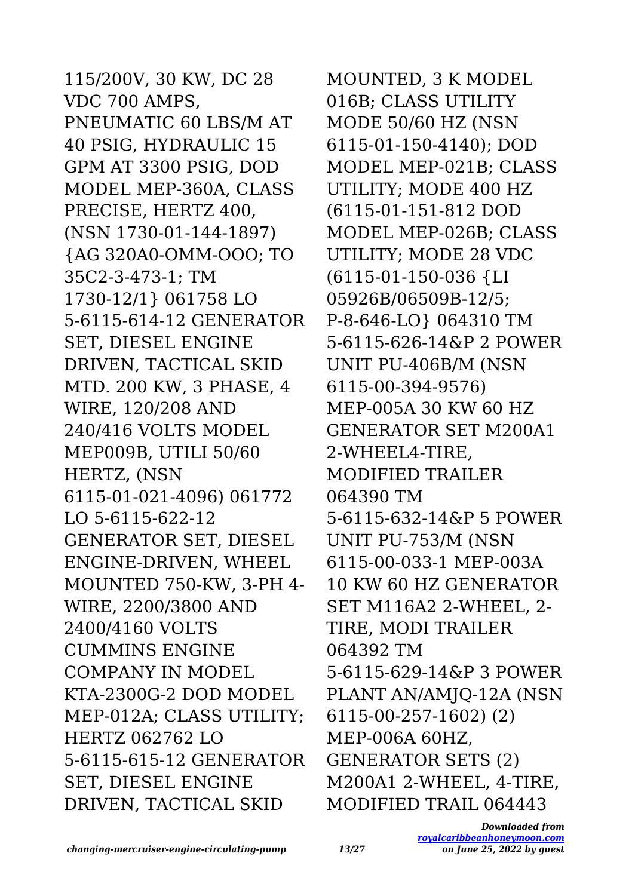115/200V, 30 KW, DC 28 VDC 700 AMPS, PNEUMATIC 60 LBS/M AT 40 PSIG, HYDRAULIC 15 GPM AT 3300 PSIG, DOD MODEL MEP-360A, CLASS PRECISE, HERTZ 400, (NSN 1730-01-144-1897) {AG 320A0-OMM-OOO; TO 35C2-3-473-1; TM 1730-12/1} 061758 LO 5-6115-614-12 GENERATOR SET, DIESEL ENGINE DRIVEN, TACTICAL SKID MTD. 200 KW, 3 PHASE, 4 WIRE, 120/208 AND 240/416 VOLTS MODEL MEP009B, UTILI 50/60 HERTZ, (NSN 6115-01-021-4096) 061772 LO 5-6115-622-12 GENERATOR SET, DIESEL ENGINE-DRIVEN, WHEEL MOUNTED 750-KW, 3-PH 4-WIRE, 2200/3800 AND 2400/4160 VOLTS CUMMINS ENGINE COMPANY IN MODEL KTA-2300G-2 DOD MODEL MEP-012A; CLASS UTILITY; HERTZ 062762 LO 5-6115-615-12 GENERATOR SET, DIESEL ENGINE DRIVEN, TACTICAL SKID MOUNTED, 3 K MODEL 016B; CLASS UTILITY MODE 50/60 HZ (NSN 6115-01-150-4140); DOD MODEL MEP-021B; CLASS UTILITY; MODE 400 HZ (6115-01-151-812 DOD MODEL MEP-026B; CLASS UTILITY; MODE 28 VDC (6115-01-150-036 {LI 05926B/06509B-12/5; P-8-646-LO} 064310 TM 5-6115-626-14&P 2 POWER UNIT PU-406B/M (NSN 6115-00-394-9576) MEP-005A 30 KW 60 HZ GENERATOR SET M200A1 2-WHEEL4-TIRE, MODIFIED TRAILER 064390 TM 5-6115-632-14&P 5 POWER UNIT PU-753/M (NSN 6115-00-033-1 MEP-003A 10 KW 60 HZ GENERATOR SET M116A2 2-WHEEL, 2-TIRE, MODI TRAILER 064392 TM 5-6115-629-14&P 3 POWER PLANT AN/AMJQ-12A (NSN 6115-00-257-1602) (2) MEP-006A 60HZ, GENERATOR SETS (2) M200A1 2-WHEEL, 4-TIRE, MODIFIED TRAIL 064443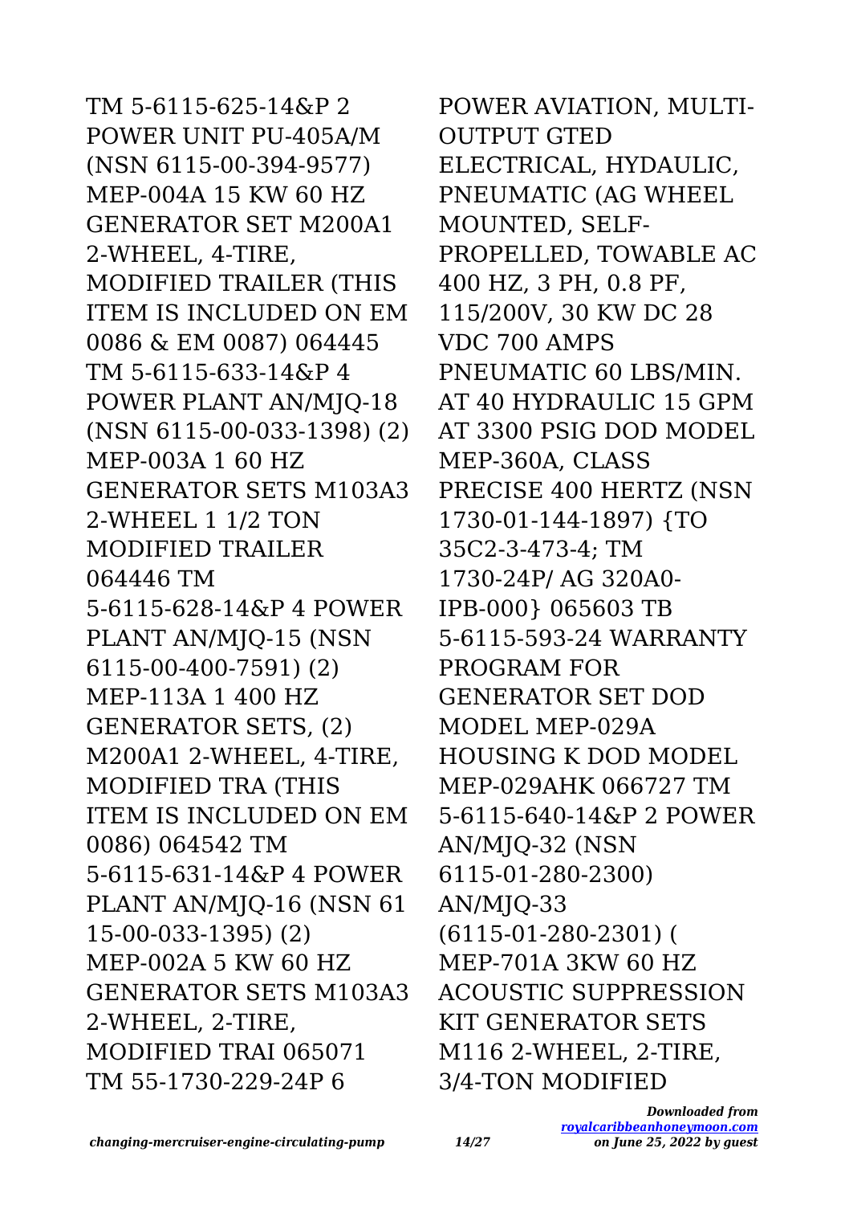TM 5-6115-625-14&P 2 POWER UNIT PU-405A/M (NSN 6115-00-394-9577) MEP-004A 15 KW 60 HZ GENERATOR SET M200A1 2-WHEEL, 4-TIRE, MODIFIED TRAILER (THIS ITEM IS INCLUDED ON EM 0086 & EM 0087) 064445 TM 5-6115-633-14&P 4 POWER PLANT AN/MJQ-18 (NSN 6115-00-033-1398) (2) MEP-003A 1 60 HZ GENERATOR SETS M103A3 2-WHEEL 1 1/2 TON MODIFIED TRAILER 064446 TM 5-6115-628-14&P 4 POWER PLANT AN/MJQ-15 (NSN 6115-00-400-7591) (2) MEP-113A 1 400 HZ GENERATOR SETS, (2) M200A1 2-WHEEL, 4-TIRE, MODIFIED TRA (THIS ITEM IS INCLUDED ON EM 0086) 064542 TM 5-6115-631-14&P 4 POWER PLANT AN/MJQ-16 (NSN 61 15-00-033-1395) (2) MEP-002A 5 KW 60 HZ GENERATOR SETS M103A3 2-WHEEL, 2-TIRE, MODIFIED TRAI 065071 TM 55-1730-229-24P 6 POWER AVIATION, MULTI-OUTPUT GTED ELECTRICAL, HYDAULIC, PNEUMATIC (AG WHEEL MOUNTED, SELF-PROPELLED, TOWABLE AC 400 HZ, 3 PH, 0.8 PF, 115/200V, 30 KW DC 28 VDC 700 AMPS PNEUMATIC 60 LBS/MIN. AT 40 HYDRAULIC 15 GPM AT 3300 PSIG DOD MODEL MEP-360A, CLASS PRECISE 400 HERTZ (NSN 1730-01-144-1897) {TO 35C2-3-473-4; TM 1730-24P/ AG 320A0-IPB-000} 065603 TB 5-6115-593-24 WARRANTY PROGRAM FOR GENERATOR SET DOD MODEL MEP-029A HOUSING K DOD MODEL MEP-029AHK 066727 TM 5-6115-640-14&P 2 POWER AN/MJQ-32 (NSN 6115-01-280-2300) AN/MJQ-33 (6115-01-280-2301) ( MEP-701A 3KW 60 HZ ACOUSTIC SUPPRESSION KIT GENERATOR SETS M116 2-WHEEL, 2-TIRE, 3/4-TON MODIFIED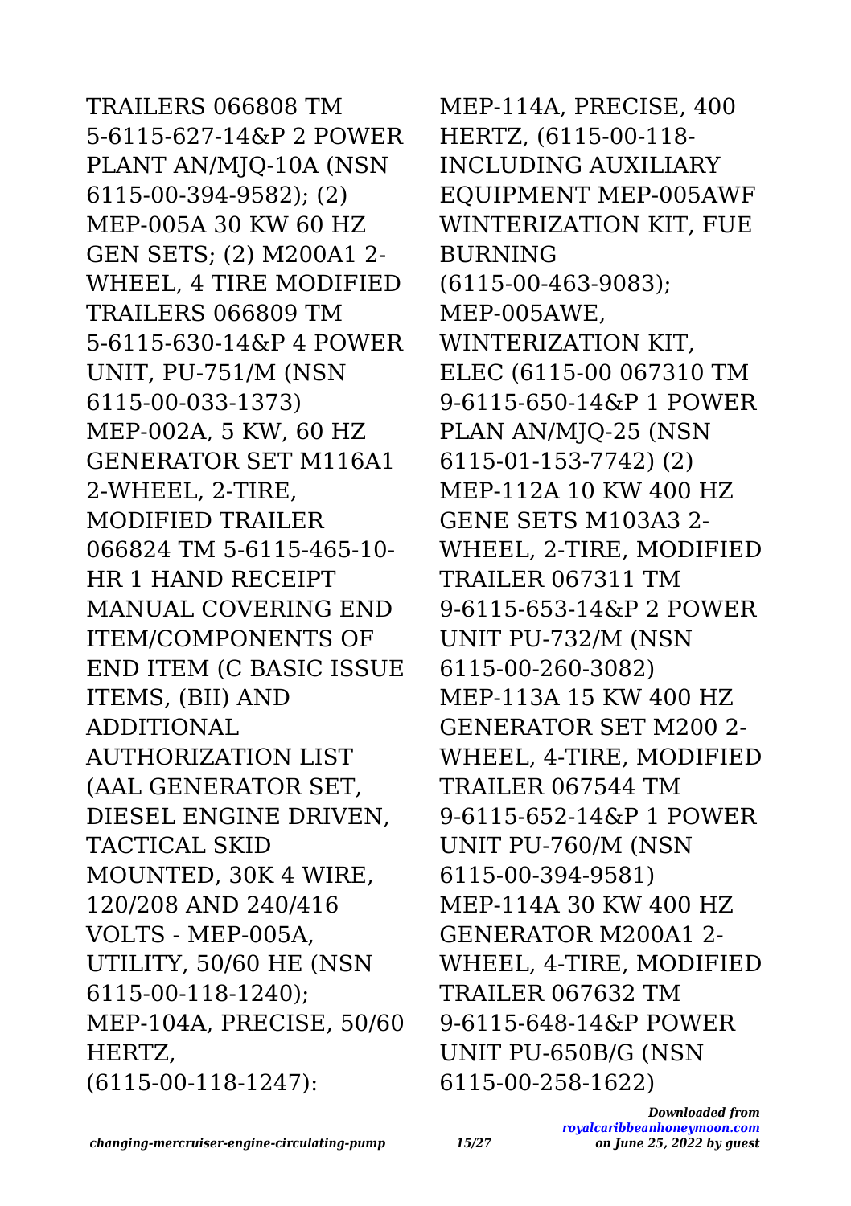TRAILERS 066808 TM 5-6115-627-14&P 2 POWER PLANT AN/MJQ-10A (NSN 6115-00-394-9582); (2) MEP-005A 30 KW 60 HZ GEN SETS; (2) M200A1 2-WHEEL, 4 TIRE MODIFIED TRAILERS 066809 TM 5-6115-630-14&P 4 POWER UNIT, PU-751/M (NSN 6115-00-033-1373) MEP-002A, 5 KW, 60 HZ GENERATOR SET M116A1 2-WHEEL, 2-TIRE, MODIFIED TRAILER 066824 TM 5-6115-465-10-HR 1 HAND RECEIPT MANUAL COVERING END ITEM/COMPONENTS OF END ITEM (C BASIC ISSUE ITEMS, (BII) AND ADDITIONAL AUTHORIZATION LIST (AAL GENERATOR SET, DIESEL ENGINE DRIVEN, TACTICAL SKID MOUNTED, 30K 4 WIRE, 120/208 AND 240/416 VOLTS - MEP-005A, UTILITY, 50/60 HE (NSN 6115-00-118-1240); MEP-104A, PRECISE, 50/60 HERTZ, (6115-00-118-1247): MEP-114A, PRECISE, 400 HERTZ, (6115-00-118- INCLUDING AUXILIARY EQUIPMENT MEP-005AWF WINTERIZATION KIT, FUE BURNING (6115-00-463-9083); MEP-005AWE, WINTERIZATION KIT, ELEC (6115-00 067310 TM 9-6115-650-14&P 1 POWER PLAN AN/MJQ-25 (NSN 6115-01-153-7742) (2) MEP-112A 10 KW 400 HZ GENE SETS M103A3 2-WHEEL, 2-TIRE, MODIFIED TRAILER 067311 TM 9-6115-653-14&P 2 POWER UNIT PU-732/M (NSN 6115-00-260-3082) MEP-113A 15 KW 400 HZ GENERATOR SET M200 2-WHEEL, 4-TIRE, MODIFIED TRAILER 067544 TM 9-6115-652-14&P 1 POWER UNIT PU-760/M (NSN 6115-00-394-9581) MEP-114A 30 KW 400 HZ GENERATOR M200A1 2-WHEEL, 4-TIRE, MODIFIED TRAILER 067632 TM 9-6115-648-14&P POWER UNIT PU-650B/G (NSN 6115-00-258-1622)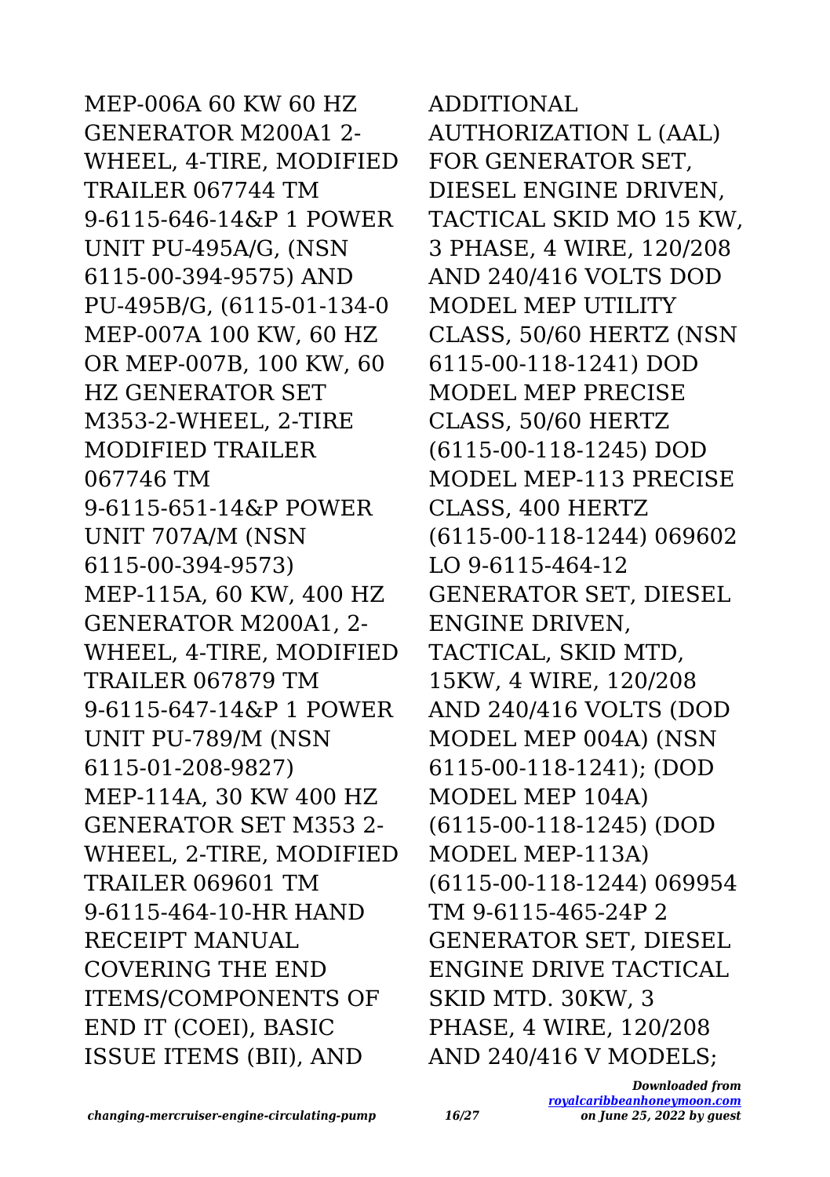MEP-006A 60 KW 60 HZ GENERATOR M200A1 2-WHEEL, 4-TIRE, MODIFIED TRAILER 067744 TM 9-6115-646-14&P 1 POWER UNIT PU-495A/G, (NSN 6115-00-394-9575) AND PU-495B/G, (6115-01-134-0 MEP-007A 100 KW, 60 HZ OR MEP-007B, 100 KW, 60 HZ GENERATOR SET M353-2-WHEEL, 2-TIRE MODIFIED TRAILER 067746 TM 9-6115-651-14&P POWER UNIT 707A/M (NSN 6115-00-394-9573) MEP-115A, 60 KW, 400 HZ GENERATOR M200A1, 2-WHEEL, 4-TIRE, MODIFIED TRAILER 067879 TM 9-6115-647-14&P 1 POWER UNIT PU-789/M (NSN 6115-01-208-9827) MEP-114A, 30 KW 400 HZ GENERATOR SET M353 2-WHEEL, 2-TIRE, MODIFIED TRAILER 069601 TM 9-6115-464-10-HR HAND RECEIPT MANUAL COVERING THE END ITEMS/COMPONENTS OF END IT (COEI), BASIC ISSUE ITEMS (BII), AND ADDITIONAL AUTHORIZATION L (AAL) FOR GENERATOR SET, DIESEL ENGINE DRIVEN, TACTICAL SKID MO 15 KW, 3 PHASE, 4 WIRE, 120/208 AND 240/416 VOLTS DOD MODEL MEP UTILITY CLASS, 50/60 HERTZ (NSN 6115-00-118-1241) DOD MODEL MEP PRECISE CLASS, 50/60 HERTZ (6115-00-118-1245) DOD MODEL MEP-113 PRECISE CLASS, 400 HERTZ (6115-00-118-1244) 069602 LO 9-6115-464-12 GENERATOR SET, DIESEL ENGINE DRIVEN, TACTICAL, SKID MTD, 15KW, 4 WIRE, 120/208 AND 240/416 VOLTS (DOD MODEL MEP 004A) (NSN 6115-00-118-1241); (DOD MODEL MEP 104A) (6115-00-118-1245) (DOD MODEL MEP-113A) (6115-00-118-1244) 069954 TM 9-6115-465-24P 2 GENERATOR SET, DIESEL ENGINE DRIVE TACTICAL SKID MTD. 30KW, 3 PHASE, 4 WIRE, 120/208 AND 240/416 V MODELS;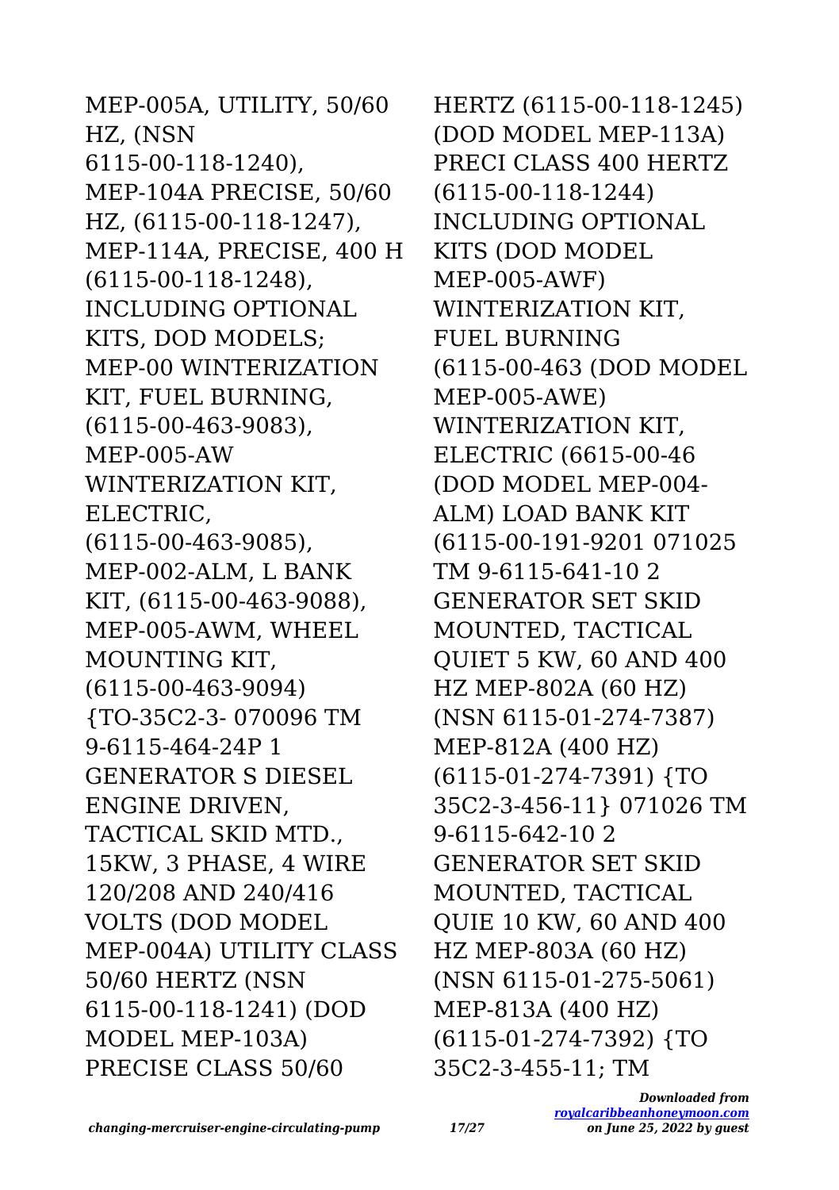MEP-005A, UTILITY, 50/60 HZ, (NSN 6115-00-118-1240), MEP-104A PRECISE, 50/60 HZ, (6115-00-118-1247), MEP-114A, PRECISE, 400 H (6115-00-118-1248), INCLUDING OPTIONAL KITS, DOD MODELS; MEP-00 WINTERIZATION KIT, FUEL BURNING, (6115-00-463-9083), MEP-005-AW WINTERIZATION KIT, ELECTRIC, (6115-00-463-9085), MEP-002-ALM, L BANK KIT, (6115-00-463-9088), MEP-005-AWM, WHEEL MOUNTING KIT, (6115-00-463-9094) {TO-35C2-3- 070096 TM 9-6115-464-24P 1 GENERATOR S DIESEL ENGINE DRIVEN, TACTICAL SKID MTD., 15KW, 3 PHASE, 4 WIRE 120/208 AND 240/416 VOLTS (DOD MODEL MEP-004A) UTILITY CLASS 50/60 HERTZ (NSN 6115-00-118-1241) (DOD MODEL MEP-103A) PRECISE CLASS 50/60 HERTZ (6115-00-118-1245) (DOD MODEL MEP-113A) PRECI CLASS 400 HERTZ (6115-00-118-1244) INCLUDING OPTIONAL KITS (DOD MODEL MEP-005-AWF) WINTERIZATION KIT, FUEL BURNING (6115-00-463 (DOD MODEL MEP-005-AWE) WINTERIZATION KIT, ELECTRIC (6615-00-46 (DOD MODEL MEP-004-ALM) LOAD BANK KIT (6115-00-191-9201 071025 TM 9-6115-641-10 2 GENERATOR SET SKID MOUNTED, TACTICAL QUIET 5 KW, 60 AND 400 HZ MEP-802A (60 HZ) (NSN 6115-01-274-7387) MEP-812A (400 HZ) (6115-01-274-7391) {TO 35C2-3-456-11} 071026 TM 9-6115-642-10 2 GENERATOR SET SKID MOUNTED, TACTICAL QUIE 10 KW, 60 AND 400 HZ MEP-803A (60 HZ) (NSN 6115-01-275-5061) MEP-813A (400 HZ) (6115-01-274-7392) {TO 35C2-3-455-11; TM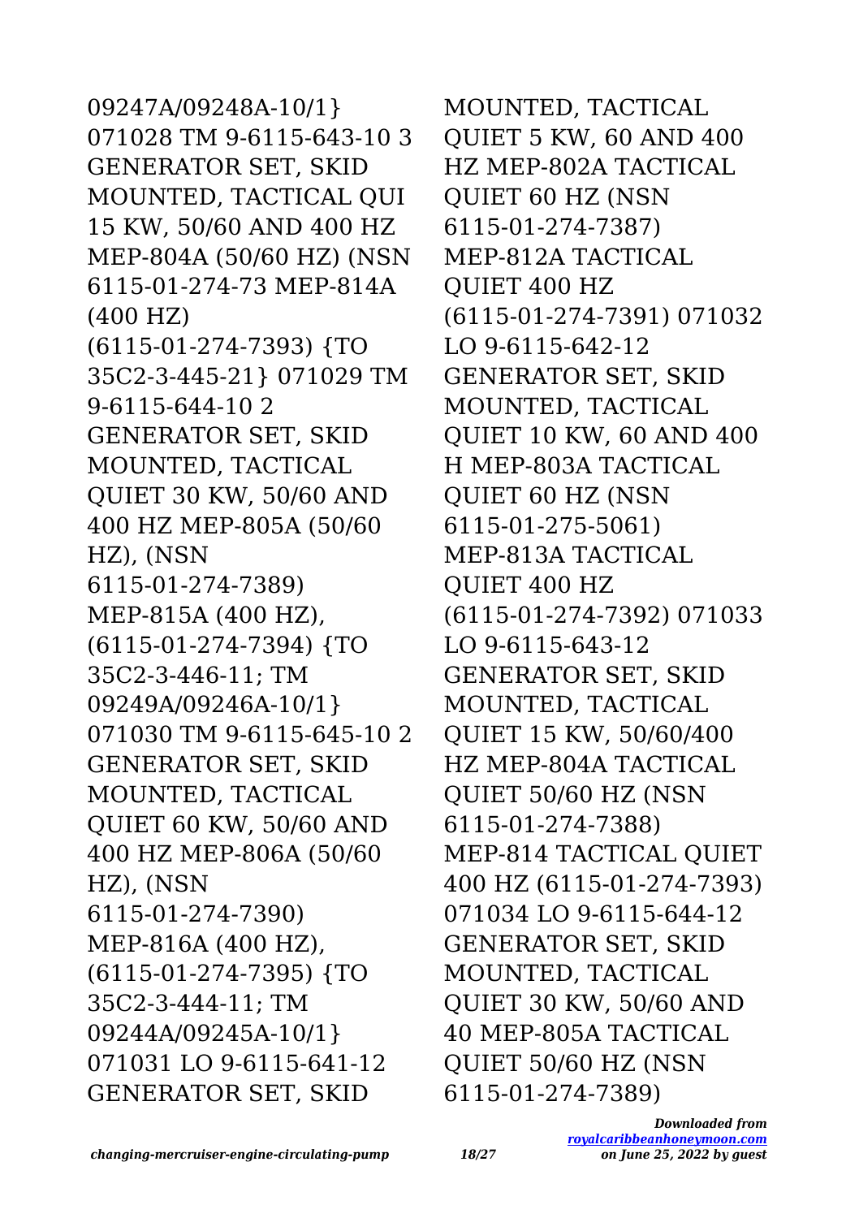09247A/09248A-10/1} 071028 TM 9-6115-643-10 3 GENERATOR SET, SKID MOUNTED, TACTICAL QUI 15 KW, 50/60 AND 400 HZ MEP-804A (50/60 HZ) (NSN 6115-01-274-73 MEP-814A (400 HZ) (6115-01-274-7393) {TO 35C2-3-445-21} 071029 TM 9-6115-644-10 2 GENERATOR SET, SKID MOUNTED, TACTICAL QUIET 30 KW, 50/60 AND 400 HZ MEP-805A (50/60 HZ), (NSN 6115-01-274-7389) MEP-815A (400 HZ), (6115-01-274-7394) {TO 35C2-3-446-11; TM 09249A/09246A-10/1} 071030 TM 9-6115-645-10 2 GENERATOR SET, SKID MOUNTED, TACTICAL QUIET 60 KW, 50/60 AND 400 HZ MEP-806A (50/60 HZ), (NSN 6115-01-274-7390) MEP-816A (400 HZ), (6115-01-274-7395) {TO 35C2-3-444-11; TM 09244A/09245A-10/1} 071031 LO 9-6115-641-12 GENERATOR SET, SKID MOUNTED, TACTICAL QUIET 5 KW, 60 AND 400 HZ MEP-802A TACTICAL QUIET 60 HZ (NSN 6115-01-274-7387) MEP-812A TACTICAL QUIET 400 HZ (6115-01-274-7391) 071032 LO 9-6115-642-12 GENERATOR SET, SKID MOUNTED, TACTICAL QUIET 10 KW, 60 AND 400 H MEP-803A TACTICAL QUIET 60 HZ (NSN 6115-01-275-5061) MEP-813A TACTICAL QUIET 400 HZ (6115-01-274-7392) 071033 LO 9-6115-643-12 GENERATOR SET, SKID MOUNTED, TACTICAL QUIET 15 KW, 50/60/400 HZ MEP-804A TACTICAL QUIET 50/60 HZ (NSN 6115-01-274-7388) MEP-814 TACTICAL QUIET 400 HZ (6115-01-274-7393) 071034 LO 9-6115-644-12 GENERATOR SET, SKID MOUNTED, TACTICAL QUIET 30 KW, 50/60 AND 40 MEP-805A TACTICAL QUIET 50/60 HZ (NSN 6115-01-274-7389)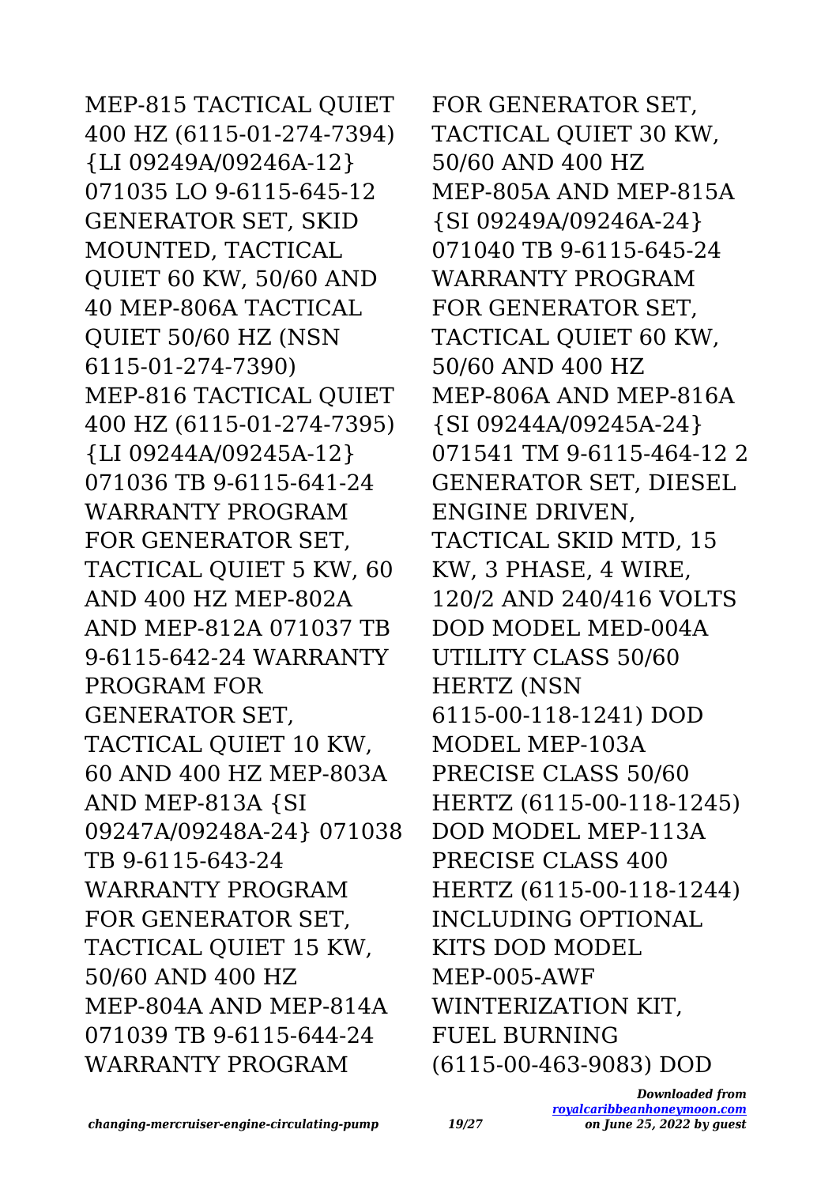MEP-815 TACTICAL QUIET 400 HZ (6115-01-274-7394) {LI 09249A/09246A-12} 071035 LO 9-6115-645-12 GENERATOR SET, SKID MOUNTED, TACTICAL QUIET 60 KW, 50/60 AND 40 MEP-806A TACTICAL QUIET 50/60 HZ (NSN 6115-01-274-7390) MEP-816 TACTICAL QUIET 400 HZ (6115-01-274-7395) {LI 09244A/09245A-12} 071036 TB 9-6115-641-24 WARRANTY PROGRAM FOR GENERATOR SET, TACTICAL QUIET 5 KW, 60 AND 400 HZ MEP-802A AND MEP-812A 071037 TB 9-6115-642-24 WARRANTY PROGRAM FOR GENERATOR SET, TACTICAL QUIET 10 KW, 60 AND 400 HZ MEP-803A AND MEP-813A {SI 09247A/09248A-24} 071038 TB 9-6115-643-24 WARRANTY PROGRAM FOR GENERATOR SET, TACTICAL QUIET 15 KW, 50/60 AND 400 HZ MEP-804A AND MEP-814A 071039 TB 9-6115-644-24 WARRANTY PROGRAM FOR GENERATOR SET, TACTICAL QUIET 30 KW, 50/60 AND 400 HZ MEP-805A AND MEP-815A {SI 09249A/09246A-24} 071040 TB 9-6115-645-24 WARRANTY PROGRAM FOR GENERATOR SET, TACTICAL QUIET 60 KW, 50/60 AND 400 HZ MEP-806A AND MEP-816A {SI 09244A/09245A-24} 071541 TM 9-6115-464-12 2 GENERATOR SET, DIESEL ENGINE DRIVEN, TACTICAL SKID MTD, 15 KW, 3 PHASE, 4 WIRE, 120/2 AND 240/416 VOLTS DOD MODEL MED-004A UTILITY CLASS 50/60 HERTZ (NSN 6115-00-118-1241) DOD MODEL MEP-103A PRECISE CLASS 50/60 HERTZ (6115-00-118-1245) DOD MODEL MEP-113A PRECISE CLASS 400 HERTZ (6115-00-118-1244) INCLUDING OPTIONAL KITS DOD MODEL MEP-005-AWF WINTERIZATION KIT, FUEL BURNING (6115-00-463-9083) DOD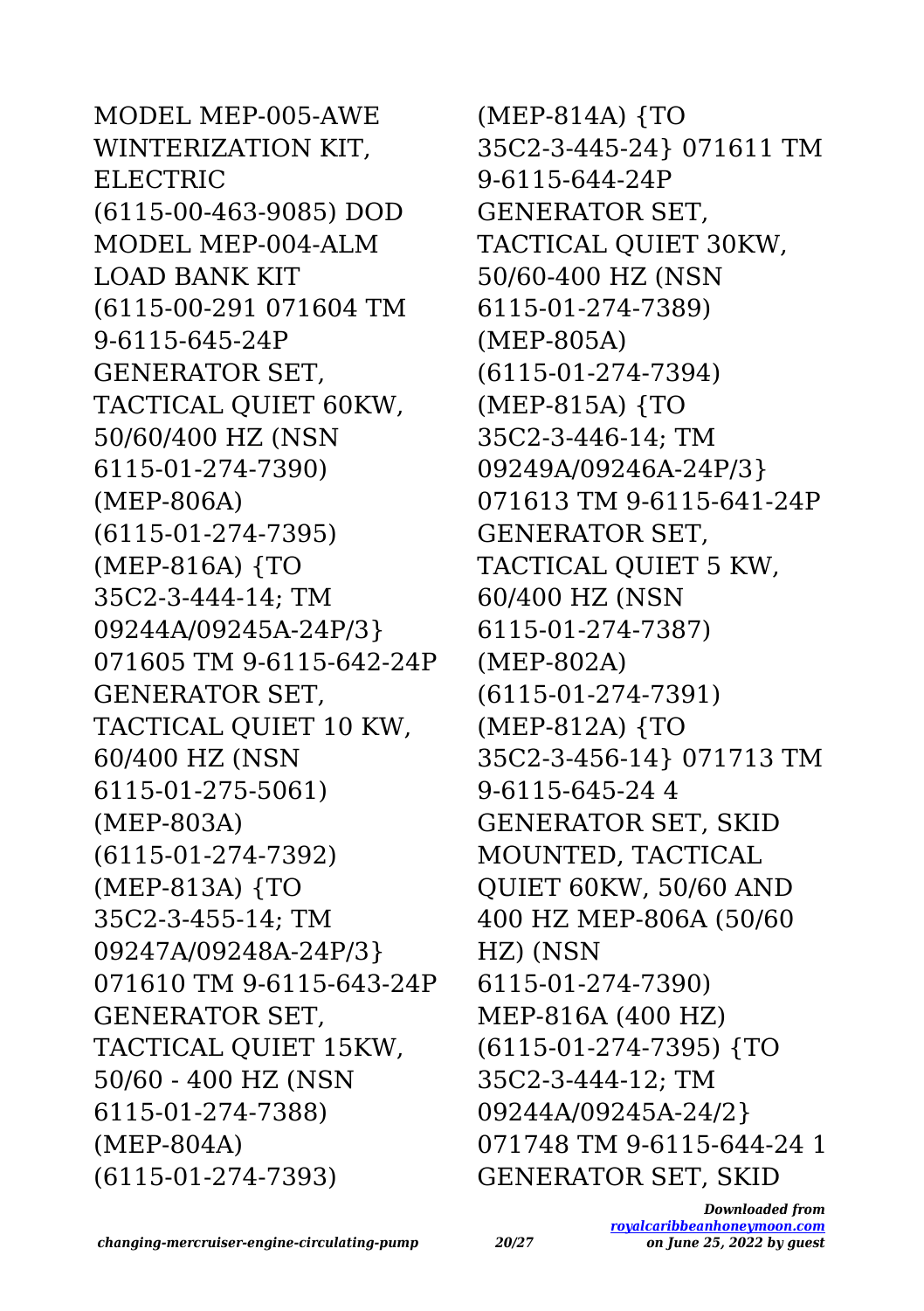MODEL MEP-005-AWE WINTERIZATION KIT, ELECTRIC (6115-00-463-9085) DOD MODEL MEP-004-ALM LOAD BANK KIT (6115-00-291 071604 TM 9-6115-645-24P GENERATOR SET, TACTICAL QUIET 60KW, 50/60/400 HZ (NSN 6115-01-274-7390) (MEP-806A) (6115-01-274-7395) (MEP-816A) {TO 35C2-3-444-14; TM 09244A/09245A-24P/3} 071605 TM 9-6115-642-24P GENERATOR SET, TACTICAL QUIET 10 KW, 60/400 HZ (NSN 6115-01-275-5061) (MEP-803A) (6115-01-274-7392) (MEP-813A) {TO 35C2-3-455-14; TM 09247A/09248A-24P/3} 071610 TM 9-6115-643-24P GENERATOR SET, TACTICAL QUIET 15KW, 50/60 - 400 HZ (NSN 6115-01-274-7388) (MEP-804A) (6115-01-274-7393) (MEP-814A) {TO 35C2-3-445-24} 071611 TM 9-6115-644-24P GENERATOR SET, TACTICAL QUIET 30KW, 50/60-400 HZ (NSN 6115-01-274-7389) (MEP-805A) (6115-01-274-7394) (MEP-815A) {TO 35C2-3-446-14; TM 09249A/09246A-24P/3} 071613 TM 9-6115-641-24P GENERATOR SET, TACTICAL QUIET 5 KW, 60/400 HZ (NSN 6115-01-274-7387) (MEP-802A) (6115-01-274-7391) (MEP-812A) {TO 35C2-3-456-14} 071713 TM 9-6115-645-24 4 GENERATOR SET, SKID MOUNTED, TACTICAL QUIET 60KW, 50/60 AND 400 HZ MEP-806A (50/60 HZ) (NSN 6115-01-274-7390) MEP-816A (400 HZ) (6115-01-274-7395) {TO 35C2-3-444-12; TM 09244A/09245A-24/2} 071748 TM 9-6115-644-24 1 GENERATOR SET, SKID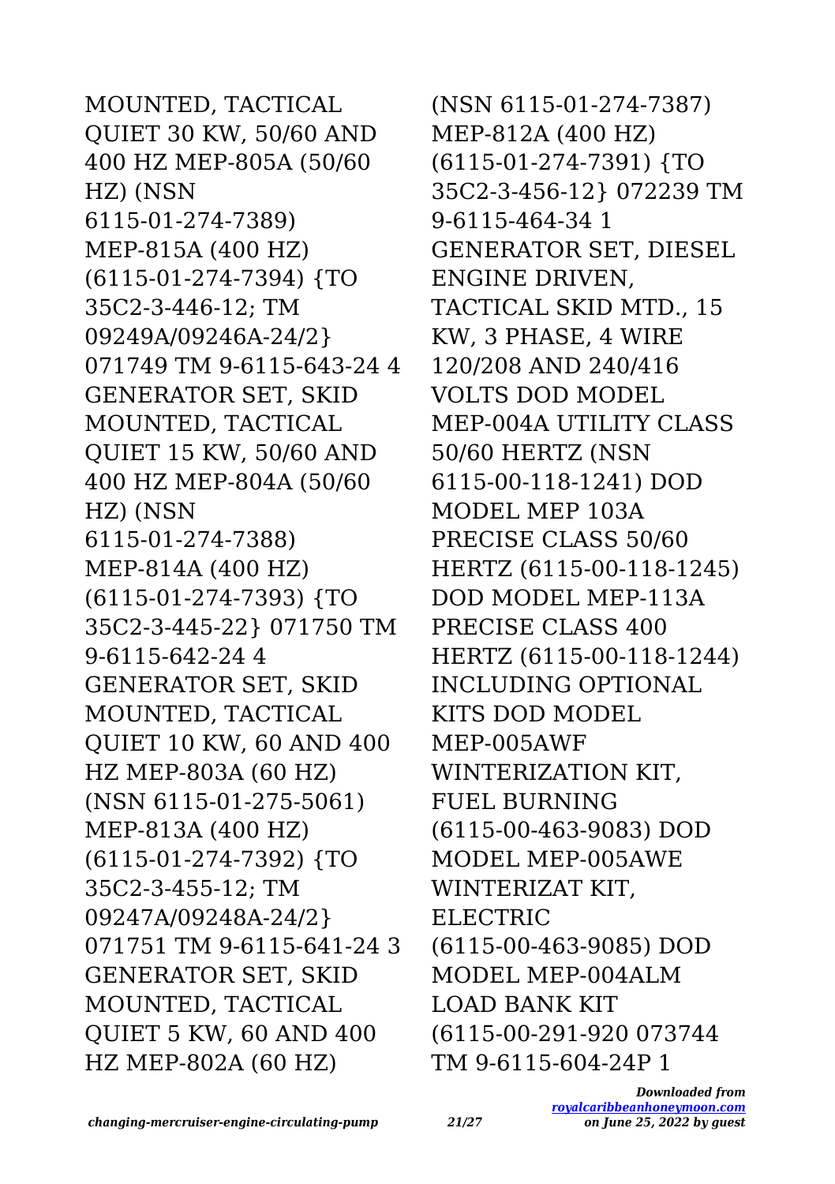MOUNTED, TACTICAL QUIET 30 KW, 50/60 AND 400 HZ MEP-805A (50/60 HZ) (NSN 6115-01-274-7389) MEP-815A (400 HZ) (6115-01-274-7394) {TO 35C2-3-446-12; TM 09249A/09246A-24/2} 071749 TM 9-6115-643-24 4 GENERATOR SET, SKID MOUNTED, TACTICAL QUIET 15 KW, 50/60 AND 400 HZ MEP-804A (50/60 HZ) (NSN 6115-01-274-7388) MEP-814A (400 HZ) (6115-01-274-7393) {TO 35C2-3-445-22} 071750 TM 9-6115-642-24 4 GENERATOR SET, SKID MOUNTED, TACTICAL QUIET 10 KW, 60 AND 400 HZ MEP-803A (60 HZ) (NSN 6115-01-275-5061) MEP-813A (400 HZ) (6115-01-274-7392) {TO 35C2-3-455-12; TM 09247A/09248A-24/2} 071751 TM 9-6115-641-24 3 GENERATOR SET, SKID MOUNTED, TACTICAL QUIET 5 KW, 60 AND 400 HZ MEP-802A (60 HZ) (NSN 6115-01-274-7387) MEP-812A (400 HZ) (6115-01-274-7391) {TO 35C2-3-456-12} 072239 TM 9-6115-464-34 1 GENERATOR SET, DIESEL ENGINE DRIVEN, TACTICAL SKID MTD., 15 KW, 3 PHASE, 4 WIRE 120/208 AND 240/416 VOLTS DOD MODEL MEP-004A UTILITY CLASS 50/60 HERTZ (NSN 6115-00-118-1241) DOD MODEL MEP 103A PRECISE CLASS 50/60 HERTZ (6115-00-118-1245) DOD MODEL MEP-113A PRECISE CLASS 400 HERTZ (6115-00-118-1244) INCLUDING OPTIONAL KITS DOD MODEL MEP-005AWF WINTERIZATION KIT, FUEL BURNING (6115-00-463-9083) DOD MODEL MEP-005AWE WINTERIZAT KIT, ELECTRIC (6115-00-463-9085) DOD MODEL MEP-004ALM LOAD BANK KIT (6115-00-291-920 073744 TM 9-6115-604-24P 1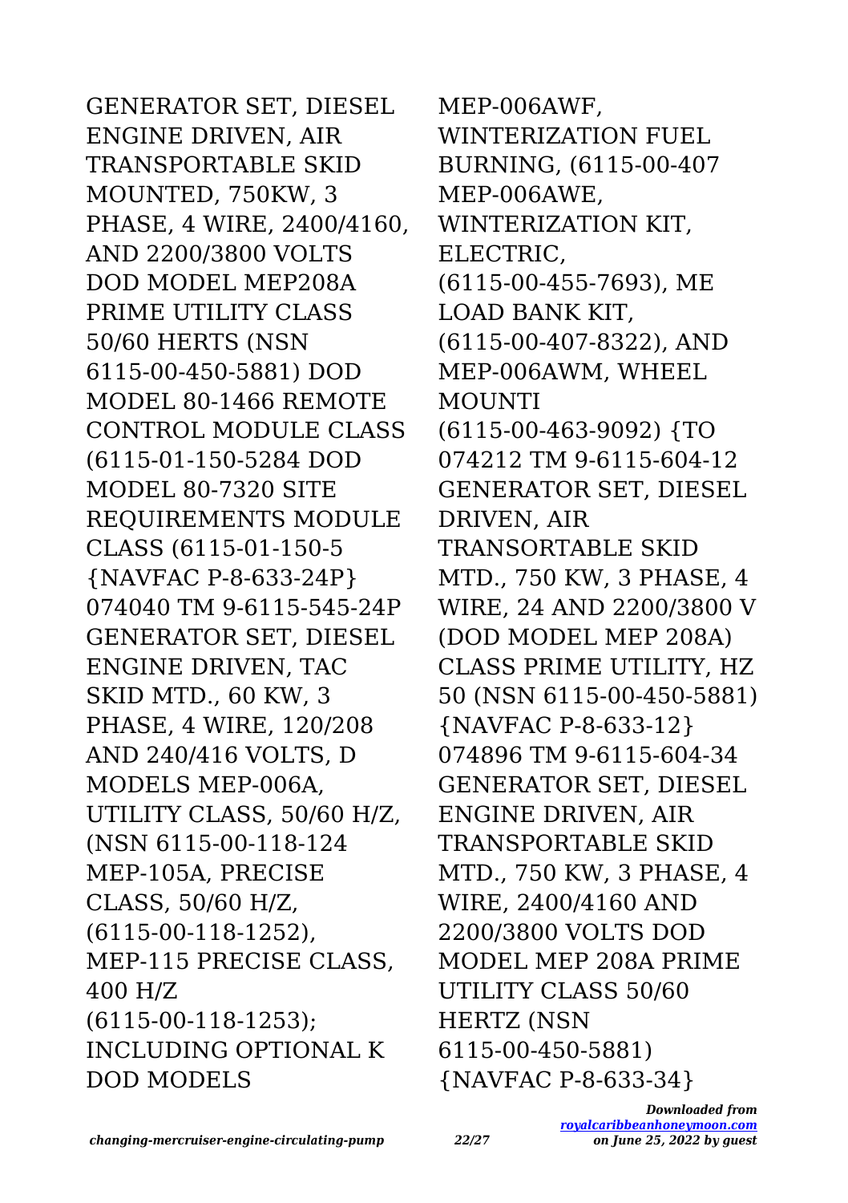GENERATOR SET, DIESEL ENGINE DRIVEN, AIR TRANSPORTABLE SKID MOUNTED, 750KW, 3 PHASE, 4 WIRE, 2400/4160, AND 2200/3800 VOLTS DOD MODEL MEP208A PRIME UTILITY CLASS 50/60 HERTS (NSN 6115-00-450-5881) DOD MODEL 80-1466 REMOTE CONTROL MODULE CLASS (6115-01-150-5284 DOD MODEL 80-7320 SITE REQUIREMENTS MODULE CLASS (6115-01-150-5 {NAVFAC P-8-633-24P} 074040 TM 9-6115-545-24P GENERATOR SET, DIESEL ENGINE DRIVEN, TAC SKID MTD., 60 KW, 3 PHASE, 4 WIRE, 120/208 AND 240/416 VOLTS, D MODELS MEP-006A, UTILITY CLASS, 50/60 H/Z, (NSN 6115-00-118-124 MEP-105A, PRECISE CLASS, 50/60 H/Z, (6115-00-118-1252), MEP-115 PRECISE CLASS, 400 H/Z (6115-00-118-1253); INCLUDING OPTIONAL K DOD MODELS MEP-006AWF, WINTERIZATION FUEL BURNING, (6115-00-407 MEP-006AWE, WINTERIZATION KIT, ELECTRIC, (6115-00-455-7693), ME LOAD BANK KIT, (6115-00-407-8322), AND MEP-006AWM, WHEEL MOUNTI (6115-00-463-9092) {TO 074212 TM 9-6115-604-12 GENERATOR SET, DIESEL DRIVEN, AIR TRANSORTABLE SKID MTD., 750 KW, 3 PHASE, 4 WIRE, 24 AND 2200/3800 V (DOD MODEL MEP 208A) CLASS PRIME UTILITY, HZ 50 (NSN 6115-00-450-5881) {NAVFAC P-8-633-12} 074896 TM 9-6115-604-34 GENERATOR SET, DIESEL ENGINE DRIVEN, AIR TRANSPORTABLE SKID MTD., 750 KW, 3 PHASE, 4 WIRE, 2400/4160 AND 2200/3800 VOLTS DOD MODEL MEP 208A PRIME UTILITY CLASS 50/60 HERTZ (NSN 6115-00-450-5881) {NAVFAC P-8-633-34}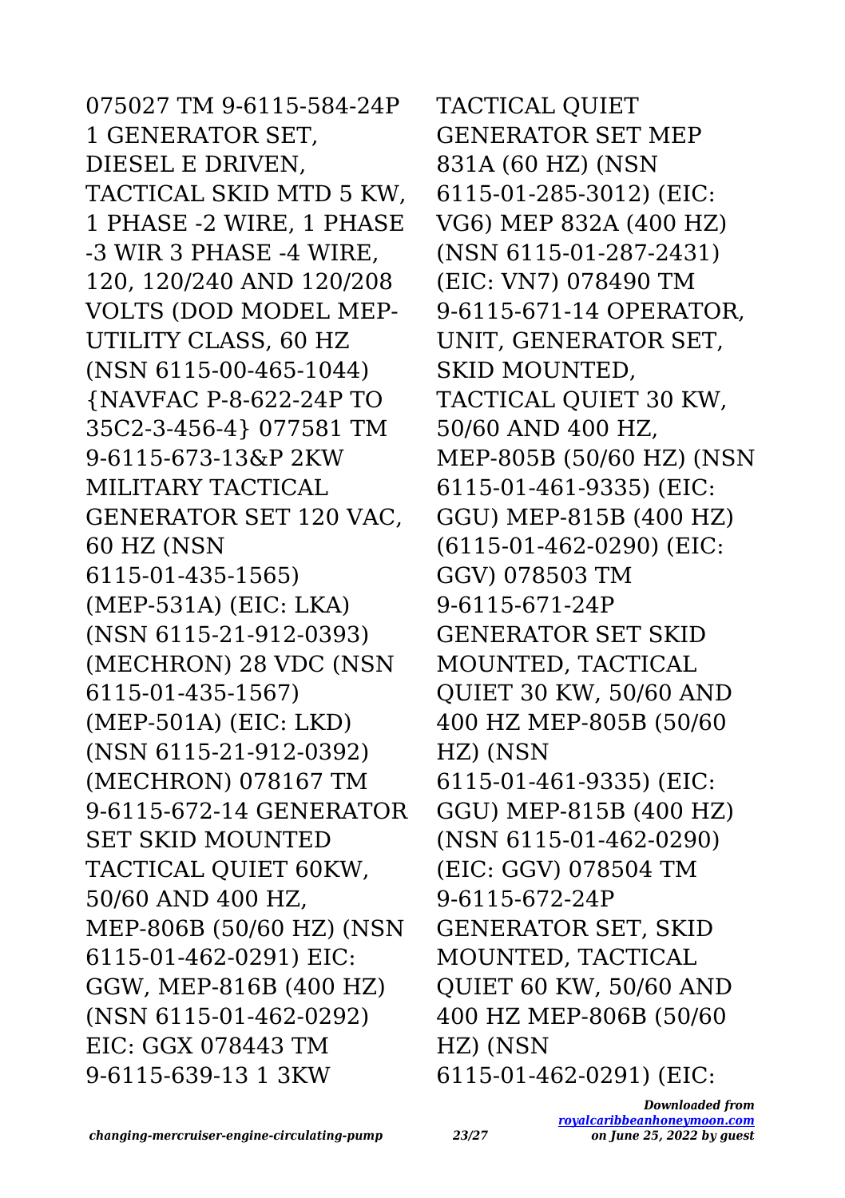075027 TM 9-6115-584-24P 1 GENERATOR SET, DIESEL E DRIVEN, TACTICAL SKID MTD 5 KW, 1 PHASE -2 WIRE, 1 PHASE -3 WIR 3 PHASE -4 WIRE, 120, 120/240 AND 120/208 VOLTS (DOD MODEL MEP-UTILITY CLASS, 60 HZ (NSN 6115-00-465-1044) {NAVFAC P-8-622-24P TO 35C2-3-456-4} 077581 TM 9-6115-673-13&P 2KW MILITARY TACTICAL GENERATOR SET 120 VAC, 60 HZ (NSN 6115-01-435-1565) (MEP-531A) (EIC: LKA) (NSN 6115-21-912-0393) (MECHRON) 28 VDC (NSN 6115-01-435-1567) (MEP-501A) (EIC: LKD) (NSN 6115-21-912-0392) (MECHRON) 078167 TM 9-6115-672-14 GENERATOR SET SKID MOUNTED TACTICAL QUIET 60KW, 50/60 AND 400 HZ, MEP-806B (50/60 HZ) (NSN 6115-01-462-0291) EIC: GGW, MEP-816B (400 HZ) (NSN 6115-01-462-0292) EIC: GGX 078443 TM 9-6115-639-13 1 3KW TACTICAL QUIET GENERATOR SET MEP 831A (60 HZ) (NSN 6115-01-285-3012) (EIC: VG6) MEP 832A (400 HZ) (NSN 6115-01-287-2431) (EIC: VN7) 078490 TM 9-6115-671-14 OPERATOR, UNIT, GENERATOR SET, SKID MOUNTED, TACTICAL QUIET 30 KW, 50/60 AND 400 HZ, MEP-805B (50/60 HZ) (NSN 6115-01-461-9335) (EIC: GGU) MEP-815B (400 HZ) (6115-01-462-0290) (EIC: GGV) 078503 TM 9-6115-671-24P GENERATOR SET SKID MOUNTED, TACTICAL QUIET 30 KW, 50/60 AND 400 HZ MEP-805B (50/60 HZ) (NSN 6115-01-461-9335) (EIC: GGU) MEP-815B (400 HZ) (NSN 6115-01-462-0290) (EIC: GGV) 078504 TM 9-6115-672-24P GENERATOR SET, SKID MOUNTED, TACTICAL QUIET 60 KW, 50/60 AND 400 HZ MEP-806B (50/60 HZ) (NSN 6115-01-462-0291) (EIC: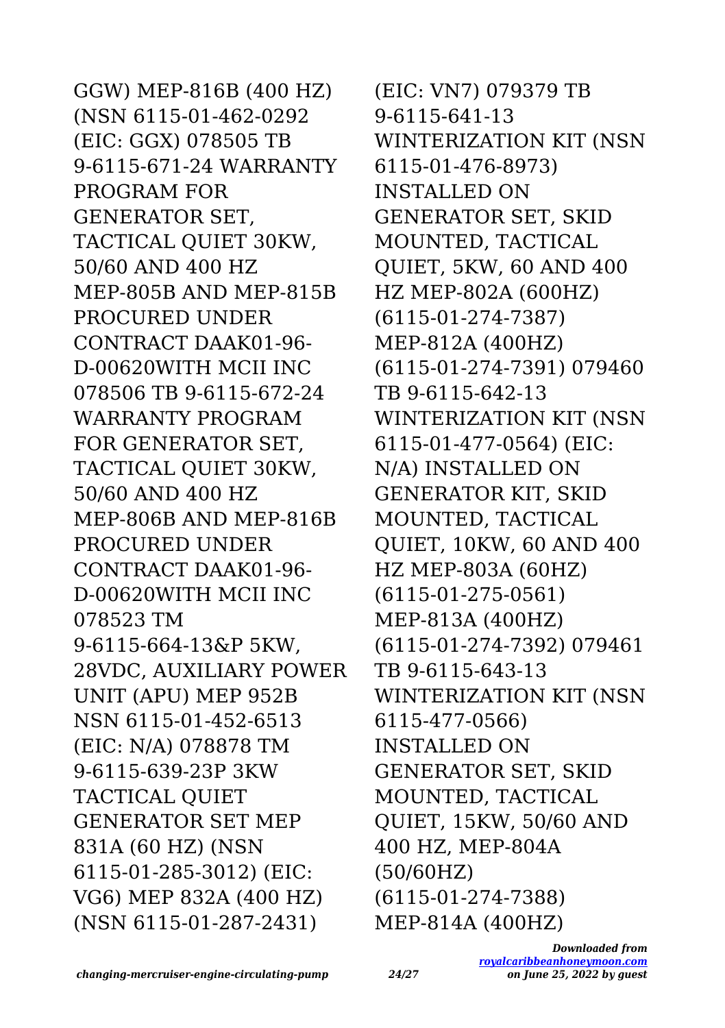GGW) MEP-816B (400 HZ) (NSN 6115-01-462-0292 (EIC: GGX) 078505 TB 9-6115-671-24 WARRANTY PROGRAM FOR GENERATOR SET, TACTICAL QUIET 30KW, 50/60 AND 400 HZ MEP-805B AND MEP-815B PROCURED UNDER CONTRACT DAAK01-96-D-00620WITH MCII INC 078506 TB 9-6115-672-24 WARRANTY PROGRAM FOR GENERATOR SET, TACTICAL QUIET 30KW, 50/60 AND 400 HZ MEP-806B AND MEP-816B PROCURED UNDER CONTRACT DAAK01-96-D-00620WITH MCII INC 078523 TM 9-6115-664-13&P 5KW, 28VDC, AUXILIARY POWER UNIT (APU) MEP 952B NSN 6115-01-452-6513 (EIC: N/A) 078878 TM 9-6115-639-23P 3KW TACTICAL QUIET GENERATOR SET MEP 831A (60 HZ) (NSN 6115-01-285-3012) (EIC: VG6) MEP 832A (400 HZ) (NSN 6115-01-287-2431) (EIC: VN7) 079379 TB 9-6115-641-13 WINTERIZATION KIT (NSN 6115-01-476-8973) INSTALLED ON GENERATOR SET, SKID MOUNTED, TACTICAL QUIET, 5KW, 60 AND 400 HZ MEP-802A (600HZ) (6115-01-274-7387) MEP-812A (400HZ) (6115-01-274-7391) 079460 TB 9-6115-642-13 WINTERIZATION KIT (NSN 6115-01-477-0564) (EIC: N/A) INSTALLED ON GENERATOR KIT, SKID MOUNTED, TACTICAL QUIET, 10KW, 60 AND 400 HZ MEP-803A (60HZ) (6115-01-275-0561) MEP-813A (400HZ) (6115-01-274-7392) 079461 TB 9-6115-643-13 WINTERIZATION KIT (NSN 6115-477-0566) INSTALLED ON GENERATOR SET, SKID MOUNTED, TACTICAL QUIET, 15KW, 50/60 AND 400 HZ, MEP-804A (50/60HZ) (6115-01-274-7388) MEP-814A (400HZ)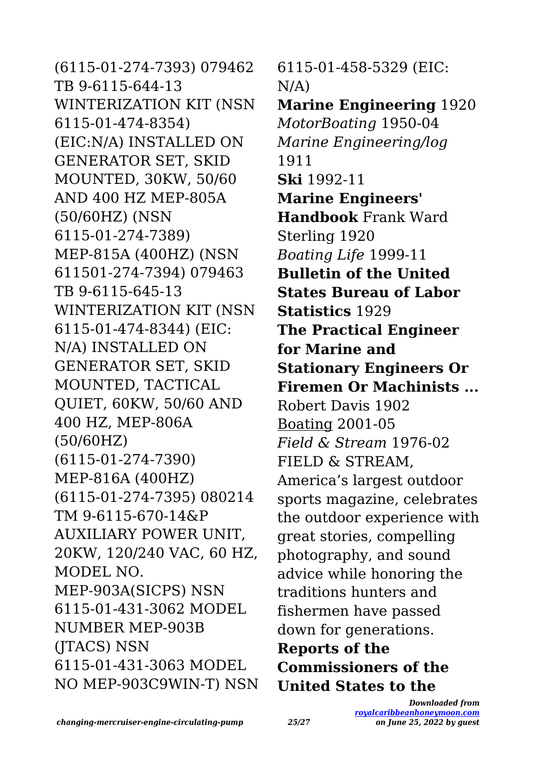(6115-01-274-7393) 079462 TB 9-6115-644-13 WINTERIZATION KIT (NSN 6115-01-474-8354) (EIC:N/A) INSTALLED ON GENERATOR SET, SKID MOUNTED, 30KW, 50/60 AND 400 HZ MEP-805A (50/60HZ) (NSN 6115-01-274-7389) MEP-815A (400HZ) (NSN 611501-274-7394) 079463 TB 9-6115-645-13 WINTERIZATION KIT (NSN 6115-01-474-8344) (EIC: N/A) INSTALLED ON GENERATOR SET, SKID MOUNTED, TACTICAL QUIET, 60KW, 50/60 AND 400 HZ, MEP-806A (50/60HZ) (6115-01-274-7390) MEP-816A (400HZ) (6115-01-274-7395) 080214 TM 9-6115-670-14&P AUXILIARY POWER UNIT, 20KW, 120/240 VAC, 60 HZ, MODEL NO. MEP-903A(SICPS) NSN 6115-01-431-3062 MODEL NUMBER MEP-903B (JTACS) NSN 6115-01-431-3063 MODEL NO MEP-903C9WIN-T) NSN 6115-01-458-5329 (EIC: N/A)

**Marine Engineering** 1920

*MotorBoating* 1950-04

*Marine Engineering/log* 1911

**Ski** 1992-11

**Marine Engineers' Handbook** Frank Ward Sterling 1920

*Boating Life* 1999-11

**Bulletin of the United States Bureau of Labor Statistics** 1929

**The Practical Engineer for Marine and Stationary Engineers Or Firemen Or Machinists ...** Robert Davis 1902

Boating 2001-05

*Field & Stream* 1976-02 FIELD & STREAM, America's largest outdoor sports magazine, celebrates the outdoor experience with great stories, compelling photography, and sound advice while honoring the traditions hunters and fishermen have passed down for generations.

**Reports of the Commissioners of the United States to the**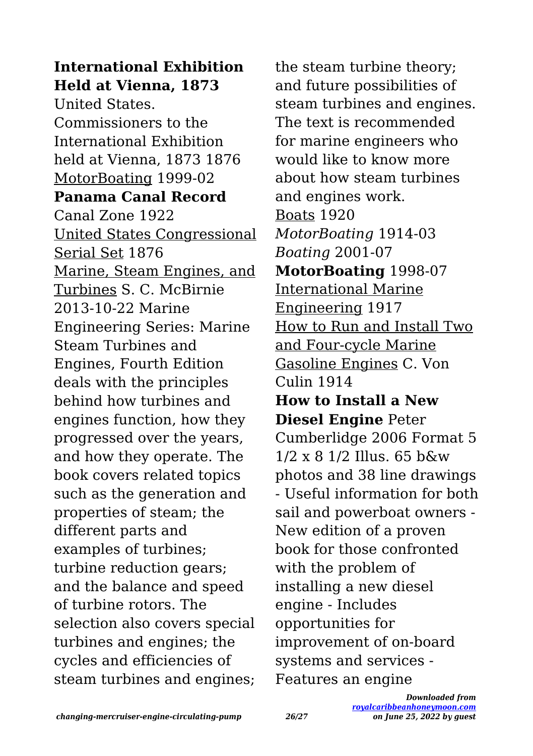**International Exhibition Held at Vienna, 1873** United States. Commissioners to the International Exhibition held at Vienna, 1873 1876

MotorBoating 1999-02

**Panama Canal Record** Canal Zone 1922

United States Congressional Serial Set 1876

Marine, Steam Engines, and Turbines S. C. McBirnie 2013-10-22 Marine Engineering Series: Marine Steam Turbines and Engines, Fourth Edition deals with the principles behind how turbines and engines function, how they progressed over the years, and how they operate. The book covers related topics such as the generation and properties of steam; the different parts and examples of turbines; turbine reduction gears; and the balance and speed of turbine rotors. The selection also covers special turbines and engines; the cycles and efficiencies of steam turbines and engines; the steam turbine theory; and future possibilities of steam turbines and engines. The text is recommended for marine engineers who would like to know more about how steam turbines and engines work.

Boats 1920

*MotorBoating* 1914-03

*Boating* 2001-07

**MotorBoating** 1998-07

International Marine Engineering 1917

How to Run and Install Two and Four-cycle Marine Gasoline Engines C. Von Culin 1914

**How to Install a New Diesel Engine** Peter Cumberlidge 2006 Format 5 1/2 x 8 1/2 Illus. 65 b&w photos and 38 line drawings - Useful information for both sail and powerboat owners - New edition of a proven book for those confronted with the problem of installing a new diesel engine - Includes opportunities for improvement of on-board systems and services - Features an engine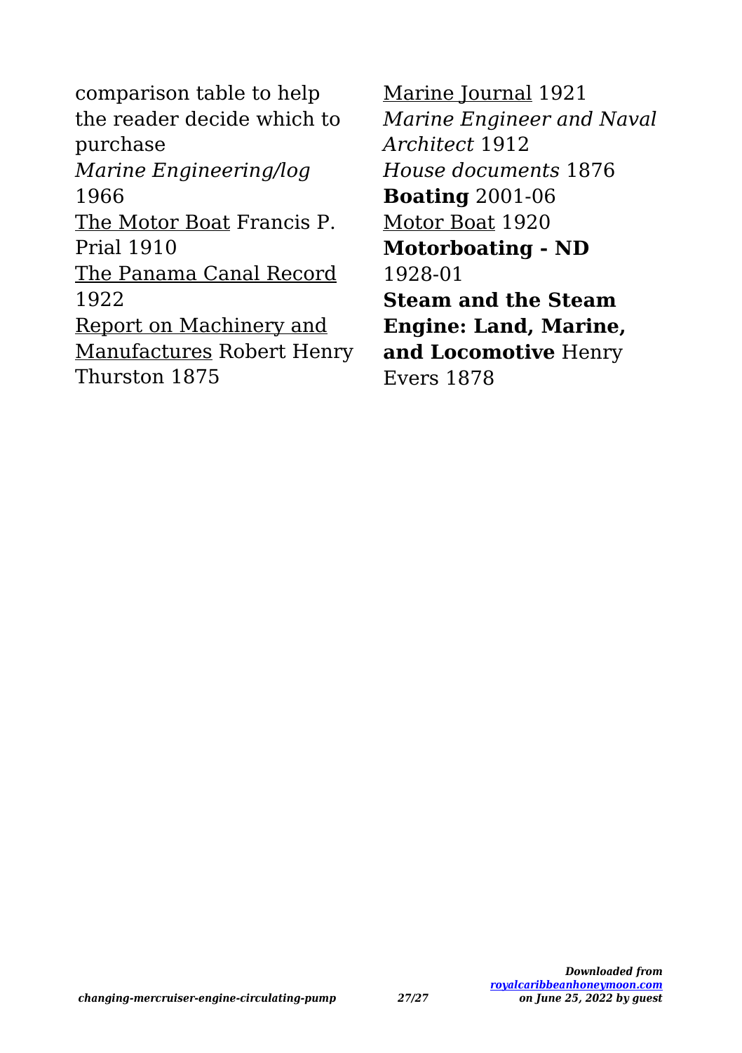comparison table to help the reader decide which to purchase

*Marine Engineering/log* 1966

The Motor Boat Francis P. Prial 1910

The Panama Canal Record 1922

Report on Machinery and Manufactures Robert Henry Thurston 1875

Marine Journal 1921

*Marine Engineer and Naval Architect* 1912

*House documents* 1876

**Boating** 2001-06

Motor Boat 1920

**Motorboating - ND** 1928-01

**Steam and the Steam Engine: Land, Marine, and Locomotive** Henry Evers 1878